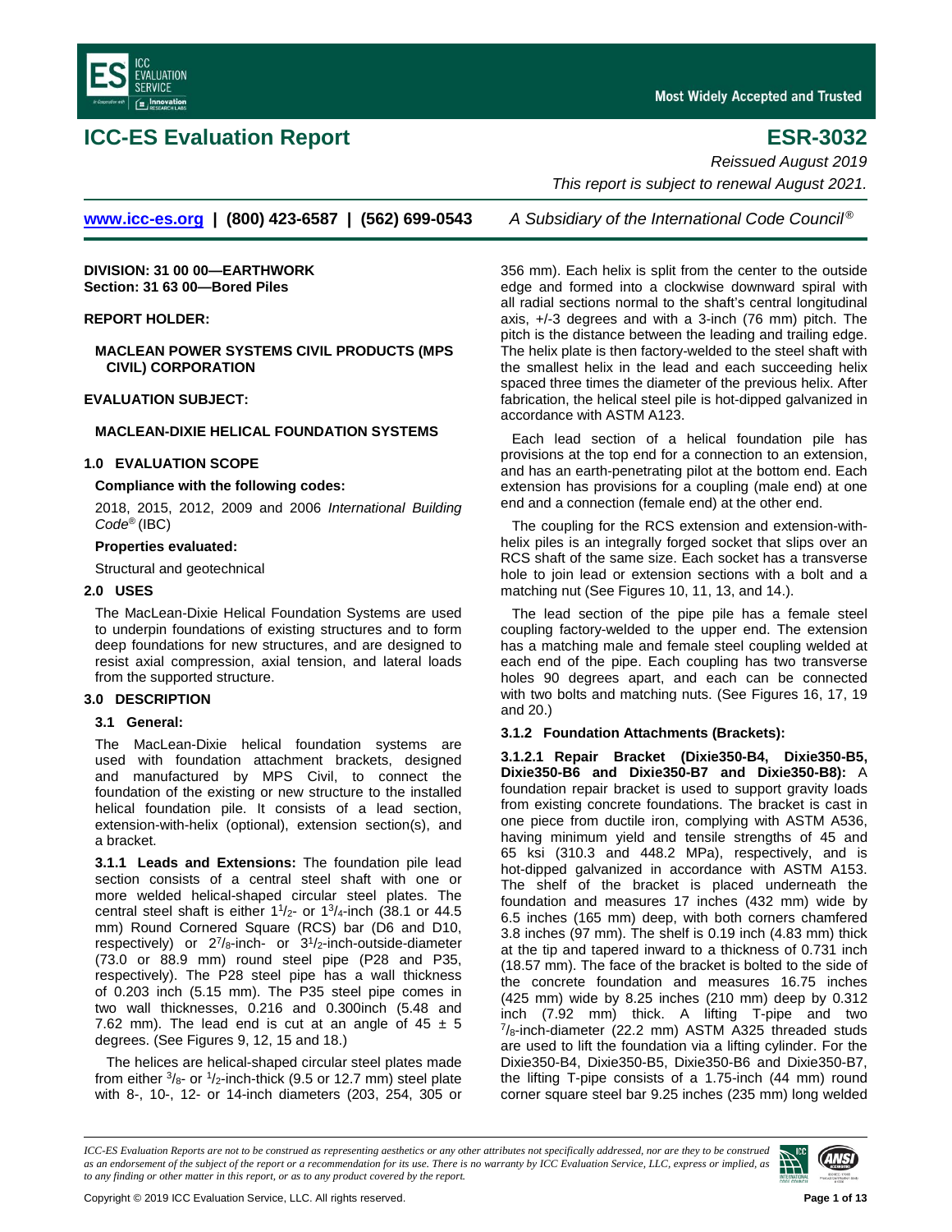# ICC-ES Evaluation Report ESR-3032

*Reissued August 2019*

*This report is subject to renewal August 2021.*

**www.icc-es.org | (800) 423-6587 | (562) 699-0543** *A Subsidiary of the International Code Council®*

**DIVISION: 31 00 00—EARTHWORK**
**Section: 31 63 00—Bored Piles**

**REPORT HOLDER:**

**MACLEAN POWER SYSTEMS CIVIL PRODUCTS (MPS CIVIL) CORPORATION**

**EVALUATION SUBJECT:**

**MACLEAN-DIXIE HELICAL FOUNDATION SYSTEMS**

## 1.0 EVALUATION SCOPE

**Compliance with the following codes:**

2018, 2015, 2012, 2009 and 2006 *International Building Code®* (IBC)

**Properties evaluated:**

Structural and geotechnical

## 2.0 USES

The MacLean-Dixie Helical Foundation Systems are used to underpin foundations of existing structures and to form deep foundations for new structures, and are designed to resist axial compression, axial tension, and lateral loads from the supported structure.

## 3.0 DESCRIPTION

### 3.1 General:

The MacLean-Dixie helical foundation systems are used with foundation attachment brackets, designed and manufactured by MPS Civil, to connect the foundation of the existing or new structure to the installed helical foundation pile. It consists of a lead section, extension-with-helix (optional), extension section(s), and a bracket.

**3.1.1 Leads and Extensions:** The foundation pile lead section consists of a central steel shaft with one or more welded helical-shaped circular steel plates. The central steel shaft is either 1$^{1}/_{2}$- or 1$^{3}/_{4}$-inch (38.1 or 44.5 mm) Round Cornered Square (RCS) bar (D6 and D10, respectively) or 2$^{7}/_{8}$-inch- or 3$^{1}/_{2}$-inch-outside-diameter (73.0 or 88.9 mm) round steel pipe (P28 and P35, respectively). The P28 steel pipe has a wall thickness of 0.203 inch (5.15 mm). The P35 steel pipe comes in two wall thicknesses, 0.216 and 0.300inch (5.48 and 7.62 mm). The lead end is cut at an angle of 45 ± 5 degrees. (See Figures 9, 12, 15 and 18.)

The helices are helical-shaped circular steel plates made from either $^{3}/_{8}$- or $^{1}/_{2}$-inch-thick (9.5 or 12.7 mm) steel plate with 8-, 10-, 12- or 14-inch diameters (203, 254, 305 or 356 mm). Each helix is split from the center to the outside edge and formed into a clockwise downward spiral with all radial sections normal to the shaft's central longitudinal axis, +/-3 degrees and with a 3-inch (76 mm) pitch. The pitch is the distance between the leading and trailing edge. The helix plate is then factory-welded to the steel shaft with the smallest helix in the lead and each succeeding helix spaced three times the diameter of the previous helix. After fabrication, the helical steel pile is hot-dipped galvanized in accordance with ASTM A123.

Each lead section of a helical foundation pile has provisions at the top end for a connection to an extension, and has an earth-penetrating pilot at the bottom end. Each extension has provisions for a coupling (male end) at one end and a connection (female end) at the other end.

The coupling for the RCS extension and extension-with-helix piles is an integrally forged socket that slips over an RCS shaft of the same size. Each socket has a transverse hole to join lead or extension sections with a bolt and a matching nut (See Figures 10, 11, 13, and 14.).

The lead section of the pipe pile has a female steel coupling factory-welded to the upper end. The extension has a matching male and female steel coupling welded at each end of the pipe. Each coupling has two transverse holes 90 degrees apart, and each can be connected with two bolts and matching nuts. (See Figures 16, 17, 19 and 20.)

### 3.1.2 Foundation Attachments (Brackets):

**3.1.2.1 Repair Bracket (Dixie350-B4, Dixie350-B5, Dixie350-B6 and Dixie350-B7 and Dixie350-B8):** A foundation repair bracket is used to support gravity loads from existing concrete foundations. The bracket is cast in one piece from ductile iron, complying with ASTM A536, having minimum yield and tensile strengths of 45 and 65 ksi (310.3 and 448.2 MPa), respectively, and is hot-dipped galvanized in accordance with ASTM A153. The shelf of the bracket is placed underneath the foundation and measures 17 inches (432 mm) wide by 6.5 inches (165 mm) deep, with both corners chamfered 3.8 inches (97 mm). The shelf is 0.19 inch (4.83 mm) thick at the tip and tapered inward to a thickness of 0.731 inch (18.57 mm). The face of the bracket is bolted to the side of the concrete foundation and measures 16.75 inches (425 mm) wide by 8.25 inches (210 mm) deep by 0.312 inch (7.92 mm) thick. A lifting T-pipe and two $^{7}/_{8}$-inch-diameter (22.2 mm) ASTM A325 threaded studs are used to lift the foundation via a lifting cylinder. For the Dixie350-B4, Dixie350-B5, Dixie350-B6 and Dixie350-B7, the lifting T-pipe consists of a 1.75-inch (44 mm) round corner square steel bar 9.25 inches (235 mm) long welded

*ICC-ES Evaluation Reports are not to be construed as representing aesthetics or any other attributes not specifically addressed, nor are they to be construed as an endorsement of the subject of the report or a recommendation for its use. There is no warranty by ICC Evaluation Service, LLC, express or implied, as to any finding or other matter in this report, or as to any product covered by the report.*

Copyright © 2019 ICC Evaluation Service, LLC. All rights reserved.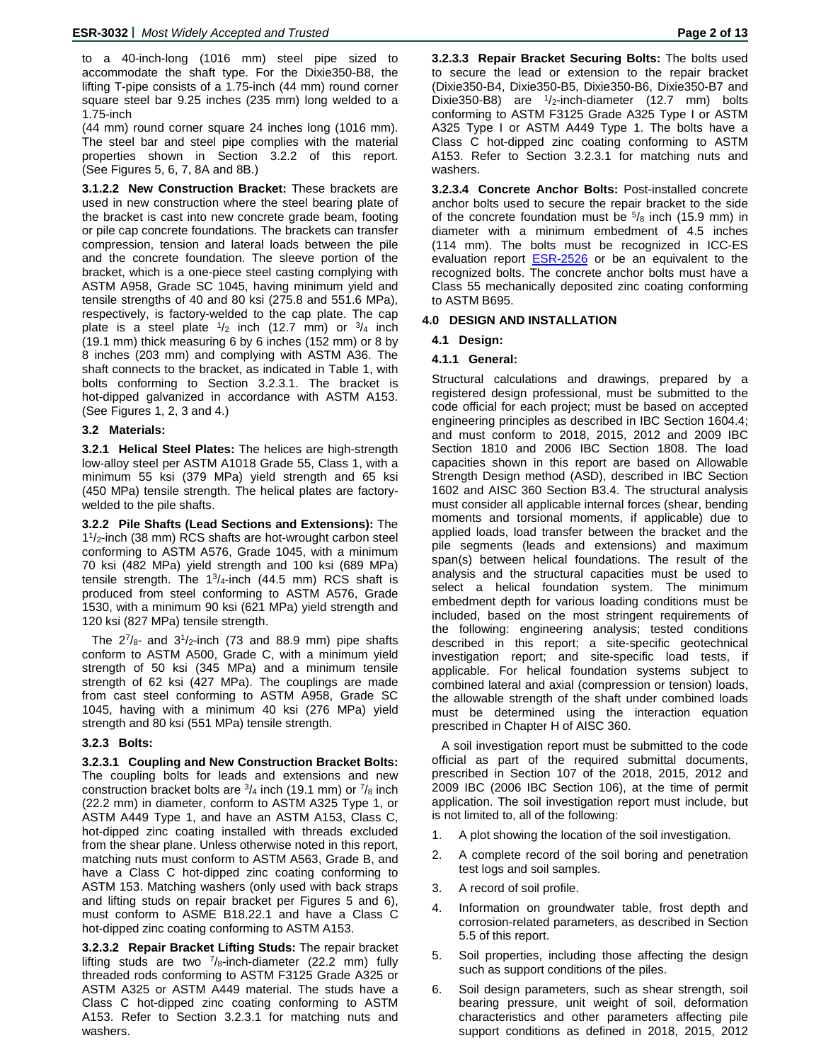to a 40-inch-long (1016 mm) steel pipe sized to accommodate the shaft type. For the Dixie350-B8, the lifting T-pipe consists of a 1.75-inch (44 mm) round corner square steel bar 9.25 inches (235 mm) long welded to a 1.75-inch
(44 mm) round corner square 24 inches long (1016 mm). The steel bar and steel pipe complies with the material properties shown in Section 3.2.2 of this report. (See Figures 5, 6, 7, 8A and 8B.)

**3.1.2.2 New Construction Bracket:** These brackets are used in new construction where the steel bearing plate of the bracket is cast into new concrete grade beam, footing or pile cap concrete foundations. The brackets can transfer compression, tension and lateral loads between the pile and the concrete foundation. The sleeve portion of the bracket, which is a one-piece steel casting complying with ASTM A958, Grade SC 1045, having minimum yield and tensile strengths of 40 and 80 ksi (275.8 and 551.6 MPa), respectively, is factory-welded to the cap plate. The cap plate is a steel plate $^1/_2$ inch (12.7 mm) or $^3/_4$ inch (19.1 mm) thick measuring 6 by 6 inches (152 mm) or 8 by 8 inches (203 mm) and complying with ASTM A36. The shaft connects to the bracket, as indicated in Table 1, with bolts conforming to Section 3.2.3.1. The bracket is hot-dipped galvanized in accordance with ASTM A153. (See Figures 1, 2, 3 and 4.)

### 3.2 Materials:

**3.2.1 Helical Steel Plates:** The helices are high-strength low-alloy steel per ASTM A1018 Grade 55, Class 1, with a minimum 55 ksi (379 MPa) yield strength and 65 ksi (450 MPa) tensile strength. The helical plates are factory-welded to the pile shafts.

**3.2.2 Pile Shafts (Lead Sections and Extensions):** The $1^1/_2$-inch (38 mm) RCS shafts are hot-wrought carbon steel conforming to ASTM A576, Grade 1045, with a minimum 70 ksi (482 MPa) yield strength and 100 ksi (689 MPa) tensile strength. The $1^3/_4$-inch (44.5 mm) RCS shaft is produced from steel conforming to ASTM A576, Grade 1530, with a minimum 90 ksi (621 MPa) yield strength and 120 ksi (827 MPa) tensile strength.

The $2^7/_8$- and $3^1/_2$-inch (73 and 88.9 mm) pipe shafts conform to ASTM A500, Grade C, with a minimum yield strength of 50 ksi (345 MPa) and a minimum tensile strength of 62 ksi (427 MPa). The couplings are made from cast steel conforming to ASTM A958, Grade SC 1045, having with a minimum 40 ksi (276 MPa) yield strength and 80 ksi (551 MPa) tensile strength.

**3.2.3 Bolts:**

**3.2.3.1 Coupling and New Construction Bracket Bolts:** The coupling bolts for leads and extensions and new construction bracket bolts are $^3/_4$ inch (19.1 mm) or $^7/_8$ inch (22.2 mm) in diameter, conform to ASTM A325 Type 1, or ASTM A449 Type 1, and have an ASTM A153, Class C, hot-dipped zinc coating installed with threads excluded from the shear plane. Unless otherwise noted in this report, matching nuts must conform to ASTM A563, Grade B, and have a Class C hot-dipped zinc coating conforming to ASTM 153. Matching washers (only used with back straps and lifting studs on repair bracket per Figures 5 and 6), must conform to ASME B18.22.1 and have a Class C hot-dipped zinc coating conforming to ASTM A153.

**3.2.3.2 Repair Bracket Lifting Studs:** The repair bracket lifting studs are two $^7/_8$-inch-diameter (22.2 mm) fully threaded rods conforming to ASTM F3125 Grade A325 or ASTM A325 or ASTM A449 material. The studs have a Class C hot-dipped zinc coating conforming to ASTM A153. Refer to Section 3.2.3.1 for matching nuts and washers.

**3.2.3.3 Repair Bracket Securing Bolts:** The bolts used to secure the lead or extension to the repair bracket (Dixie350-B4, Dixie350-B5, Dixie350-B6, Dixie350-B7 and Dixie350-B8) are $^1/_2$-inch-diameter (12.7 mm) bolts conforming to ASTM F3125 Grade A325 Type I or ASTM A325 Type I or ASTM A449 Type 1. The bolts have a Class C hot-dipped zinc coating conforming to ASTM A153. Refer to Section 3.2.3.1 for matching nuts and washers.

**3.2.3.4 Concrete Anchor Bolts:** Post-installed concrete anchor bolts used to secure the repair bracket to the side of the concrete foundation must be $^5/_8$ inch (15.9 mm) in diameter with a minimum embedment of 4.5 inches (114 mm). The bolts must be recognized in ICC-ES evaluation report ESR-2526 or be an equivalent to the recognized bolts. The concrete anchor bolts must have a Class 55 mechanically deposited zinc coating conforming to ASTM B695.

## 4.0 DESIGN AND INSTALLATION

### 4.1 Design:

**4.1.1 General:**

Structural calculations and drawings, prepared by a registered design professional, must be submitted to the code official for each project; must be based on accepted engineering principles as described in IBC Section 1604.4; and must conform to 2018, 2015, 2012 and 2009 IBC Section 1810 and 2006 IBC Section 1808. The load capacities shown in this report are based on Allowable Strength Design method (ASD), described in IBC Section 1602 and AISC 360 Section B3.4. The structural analysis must consider all applicable internal forces (shear, bending moments and torsional moments, if applicable) due to applied loads, load transfer between the bracket and the pile segments (leads and extensions) and maximum span(s) between helical foundations. The result of the analysis and the structural capacities must be used to select a helical foundation system. The minimum embedment depth for various loading conditions must be included, based on the most stringent requirements of the following: engineering analysis; tested conditions described in this report; a site-specific geotechnical investigation report; and site-specific load tests, if applicable. For helical foundation systems subject to combined lateral and axial (compression or tension) loads, the allowable strength of the shaft under combined loads must be determined using the interaction equation prescribed in Chapter H of AISC 360.

A soil investigation report must be submitted to the code official as part of the required submittal documents, prescribed in Section 107 of the 2018, 2015, 2012 and 2009 IBC (2006 IBC Section 106), at the time of permit application. The soil investigation report must include, but is not limited to, all of the following:

1. A plot showing the location of the soil investigation.
2. A complete record of the soil boring and penetration test logs and soil samples.
3. A record of soil profile.
4. Information on groundwater table, frost depth and corrosion-related parameters, as described in Section 5.5 of this report.
5. Soil properties, including those affecting the design such as support conditions of the piles.
6. Soil design parameters, such as shear strength, soil bearing pressure, unit weight of soil, deformation characteristics and other parameters affecting pile support conditions as defined in 2018, 2015, 2012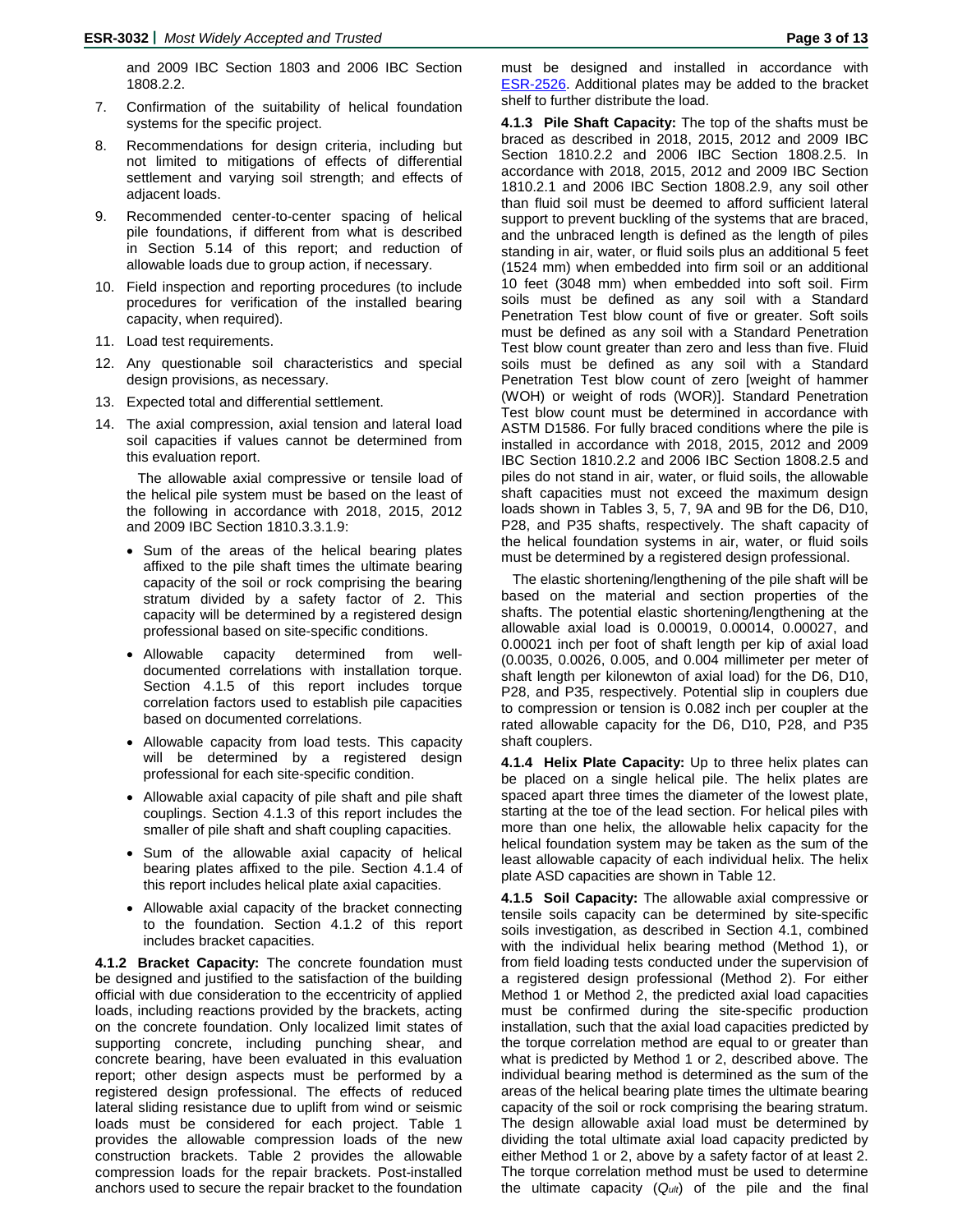and 2009 IBC Section 1803 and 2006 IBC Section 1808.2.2.

7. Confirmation of the suitability of helical foundation systems for the specific project.
8. Recommendations for design criteria, including but not limited to mitigations of effects of differential settlement and varying soil strength; and effects of adjacent loads.
9. Recommended center-to-center spacing of helical pile foundations, if different from what is described in Section 5.14 of this report; and reduction of allowable loads due to group action, if necessary.
10. Field inspection and reporting procedures (to include procedures for verification of the installed bearing capacity, when required).
11. Load test requirements.
12. Any questionable soil characteristics and special design provisions, as necessary.
13. Expected total and differential settlement.
14. The axial compression, axial tension and lateral load soil capacities if values cannot be determined from this evaluation report.

The allowable axial compressive or tensile load of the helical pile system must be based on the least of the following in accordance with 2018, 2015, 2012 and 2009 IBC Section 1810.3.3.1.9:

- Sum of the areas of the helical bearing plates affixed to the pile shaft times the ultimate bearing capacity of the soil or rock comprising the bearing stratum divided by a safety factor of 2. This capacity will be determined by a registered design professional based on site-specific conditions.
- Allowable capacity determined from well-documented correlations with installation torque. Section 4.1.5 of this report includes torque correlation factors used to establish pile capacities based on documented correlations.
- Allowable capacity from load tests. This capacity will be determined by a registered design professional for each site-specific condition.
- Allowable axial capacity of pile shaft and pile shaft couplings. Section 4.1.3 of this report includes the smaller of pile shaft and shaft coupling capacities.
- Sum of the allowable axial capacity of helical bearing plates affixed to the pile. Section 4.1.4 of this report includes helical plate axial capacities.
- Allowable axial capacity of the bracket connecting to the foundation. Section 4.1.2 of this report includes bracket capacities.

**4.1.2 Bracket Capacity:** The concrete foundation must be designed and justified to the satisfaction of the building official with due consideration to the eccentricity of applied loads, including reactions provided by the brackets, acting on the concrete foundation. Only localized limit states of supporting concrete, including punching shear, and concrete bearing, have been evaluated in this evaluation report; other design aspects must be performed by a registered design professional. The effects of reduced lateral sliding resistance due to uplift from wind or seismic loads must be considered for each project. Table 1 provides the allowable compression loads of the new construction brackets. Table 2 provides the allowable compression loads for the repair brackets. Post-installed anchors used to secure the repair bracket to the foundation must be designed and installed in accordance with ESR-2526. Additional plates may be added to the bracket shelf to further distribute the load.

**4.1.3 Pile Shaft Capacity:** The top of the shafts must be braced as described in 2018, 2015, 2012 and 2009 IBC Section 1810.2.2 and 2006 IBC Section 1808.2.5. In accordance with 2018, 2015, 2012 and 2009 IBC Section 1810.2.1 and 2006 IBC Section 1808.2.9, any soil other than fluid soil must be deemed to afford sufficient lateral support to prevent buckling of the systems that are braced, and the unbraced length is defined as the length of piles standing in air, water, or fluid soils plus an additional 5 feet (1524 mm) when embedded into firm soil or an additional 10 feet (3048 mm) when embedded into soft soil. Firm soils must be defined as any soil with a Standard Penetration Test blow count of five or greater. Soft soils must be defined as any soil with a Standard Penetration Test blow count greater than zero and less than five. Fluid soils must be defined as any soil with a Standard Penetration Test blow count of zero [weight of hammer (WOH) or weight of rods (WOR)]. Standard Penetration Test blow count must be determined in accordance with ASTM D1586. For fully braced conditions where the pile is installed in accordance with 2018, 2015, 2012 and 2009 IBC Section 1810.2.2 and 2006 IBC Section 1808.2.5 and piles do not stand in air, water, or fluid soils, the allowable shaft capacities must not exceed the maximum design loads shown in Tables 3, 5, 7, 9A and 9B for the D6, D10, P28, and P35 shafts, respectively. The shaft capacity of the helical foundation systems in air, water, or fluid soils must be determined by a registered design professional.

The elastic shortening/lengthening of the pile shaft will be based on the material and section properties of the shafts. The potential elastic shortening/lengthening at the allowable axial load is 0.00019, 0.00014, 0.00027, and 0.00021 inch per foot of shaft length per kip of axial load (0.0035, 0.0026, 0.005, and 0.004 millimeter per meter of shaft length per kilonewton of axial load) for the D6, D10, P28, and P35, respectively. Potential slip in couplers due to compression or tension is 0.082 inch per coupler at the rated allowable capacity for the D6, D10, P28, and P35 shaft couplers.

**4.1.4 Helix Plate Capacity:** Up to three helix plates can be placed on a single helical pile. The helix plates are spaced apart three times the diameter of the lowest plate, starting at the toe of the lead section. For helical piles with more than one helix, the allowable helix capacity for the helical foundation system may be taken as the sum of the least allowable capacity of each individual helix. The helix plate ASD capacities are shown in Table 12.

**4.1.5 Soil Capacity:** The allowable axial compressive or tensile soils capacity can be determined by site-specific soils investigation, as described in Section 4.1, combined with the individual helix bearing method (Method 1), or from field loading tests conducted under the supervision of a registered design professional (Method 2). For either Method 1 or Method 2, the predicted axial load capacities must be confirmed during the site-specific production installation, such that the axial load capacities predicted by the torque correlation method are equal to or greater than what is predicted by Method 1 or 2, described above. The individual bearing method is determined as the sum of the areas of the helical bearing plate times the ultimate bearing capacity of the soil or rock comprising the bearing stratum. The design allowable axial load must be determined by dividing the total ultimate axial load capacity predicted by either Method 1 or 2, above by a safety factor of at least 2. The torque correlation method must be used to determine the ultimate capacity ($Q_{ult}$) of the pile and the final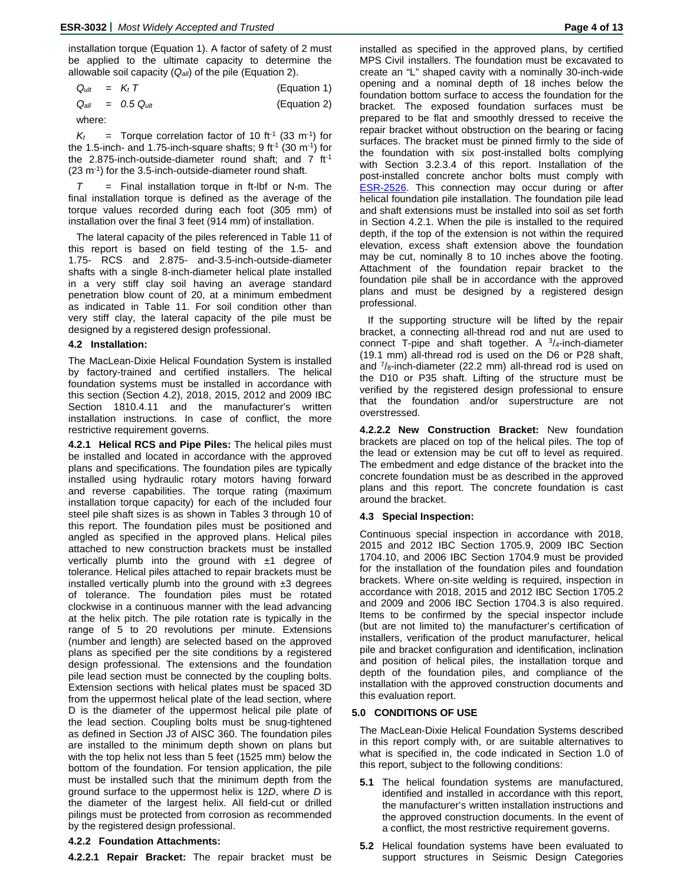installation torque (Equation 1). A factor of safety of 2 must be applied to the ultimate capacity to determine the allowable soil capacity ($Q_{all}$) of the pile (Equation 2).

$$Q_{ult} = K_t T \qquad \text{(Equation 1)}$$

$$Q_{all} = 0.5\, Q_{ult} \qquad \text{(Equation 2)}$$

where:

$K_t$ = Torque correlation factor of 10 $ft^{-1}$ (33 $m^{-1}$) for the 1.5-inch- and 1.75-inch-square shafts; 9 $ft^{-1}$ (30 $m^{-1}$) for the 2.875-inch-outside-diameter round shaft; and 7 $ft^{-1}$ (23 $m^{-1}$) for the 3.5-inch-outside-diameter round shaft.

$T$ = Final installation torque in ft-lbf or N-m. The final installation torque is defined as the average of the torque values recorded during each foot (305 mm) of installation over the final 3 feet (914 mm) of installation.

The lateral capacity of the piles referenced in Table 11 of this report is based on field testing of the 1.5- and 1.75- RCS and 2.875- and-3.5-inch-outside-diameter shafts with a single 8-inch-diameter helical plate installed in a very stiff clay soil having an average standard penetration blow count of 20, at a minimum embedment as indicated in Table 11. For soil condition other than very stiff clay, the lateral capacity of the pile must be designed by a registered design professional.

### 4.2 Installation:

The MacLean-Dixie Helical Foundation System is installed by factory-trained and certified installers. The helical foundation systems must be installed in accordance with this section (Section 4.2), 2018, 2015, 2012 and 2009 IBC Section 1810.4.11 and the manufacturer's written installation instructions. In case of conflict, the more restrictive requirement governs.

**4.2.1 Helical RCS and Pipe Piles:** The helical piles must be installed and located in accordance with the approved plans and specifications. The foundation piles are typically installed using hydraulic rotary motors having forward and reverse capabilities. The torque rating (maximum installation torque capacity) for each of the included four steel pile shaft sizes is as shown in Tables 3 through 10 of this report. The foundation piles must be positioned and angled as specified in the approved plans. Helical piles attached to new construction brackets must be installed vertically plumb into the ground with ±1 degree of tolerance. Helical piles attached to repair brackets must be installed vertically plumb into the ground with ±3 degrees of tolerance. The foundation piles must be rotated clockwise in a continuous manner with the lead advancing at the helix pitch. The pile rotation rate is typically in the range of 5 to 20 revolutions per minute. Extensions (number and length) are selected based on the approved plans as specified per the site conditions by a registered design professional. The extensions and the foundation pile lead section must be connected by the coupling bolts. Extension sections with helical plates must be spaced 3D from the uppermost helical plate of the lead section, where D is the diameter of the uppermost helical pile plate of the lead section. Coupling bolts must be snug-tightened as defined in Section J3 of AISC 360. The foundation piles are installed to the minimum depth shown on plans but with the top helix not less than 5 feet (1525 mm) below the bottom of the foundation. For tension application, the pile must be installed such that the minimum depth from the ground surface to the uppermost helix is 12*D*, where *D* is the diameter of the largest helix. All field-cut or drilled pilings must be protected from corrosion as recommended by the registered design professional.

#### 4.2.2 Foundation Attachments:

**4.2.2.1 Repair Bracket:** The repair bracket must be installed as specified in the approved plans, by certified MPS Civil installers. The foundation must be excavated to create an "L" shaped cavity with a nominally 30-inch-wide opening and a nominal depth of 18 inches below the foundation bottom surface to access the foundation for the bracket. The exposed foundation surfaces must be prepared to be flat and smoothly dressed to receive the repair bracket without obstruction on the bearing or facing surfaces. The bracket must be pinned firmly to the side of the foundation with six post-installed bolts complying with Section 3.2.3.4 of this report. Installation of the post-installed concrete anchor bolts must comply with ESR-2526. This connection may occur during or after helical foundation pile installation. The foundation pile lead and shaft extensions must be installed into soil as set forth in Section 4.2.1. When the pile is installed to the required depth, if the top of the extension is not within the required elevation, excess shaft extension above the foundation may be cut, nominally 8 to 10 inches above the footing. Attachment of the foundation repair bracket to the foundation pile shall be in accordance with the approved plans and must be designed by a registered design professional.

If the supporting structure will be lifted by the repair bracket, a connecting all-thread rod and nut are used to connect T-pipe and shaft together. A $^{3}/_{4}$-inch-diameter (19.1 mm) all-thread rod is used on the D6 or P28 shaft, and $^{7}/_{8}$-inch-diameter (22.2 mm) all-thread rod is used on the D10 or P35 shaft. Lifting of the structure must be verified by the registered design professional to ensure that the foundation and/or superstructure are not overstressed.

**4.2.2.2 New Construction Bracket:** New foundation brackets are placed on top of the helical piles. The top of the lead or extension may be cut off to level as required. The embedment and edge distance of the bracket into the concrete foundation must be as described in the approved plans and this report. The concrete foundation is cast around the bracket.

### 4.3 Special Inspection:

Continuous special inspection in accordance with 2018, 2015 and 2012 IBC Section 1705.9, 2009 IBC Section 1704.10, and 2006 IBC Section 1704.9 must be provided for the installation of the foundation piles and foundation brackets. Where on-site welding is required, inspection in accordance with 2018, 2015 and 2012 IBC Section 1705.2 and 2009 and 2006 IBC Section 1704.3 is also required. Items to be confirmed by the special inspector include (but are not limited to) the manufacturer's certification of installers, verification of the product manufacturer, helical pile and bracket configuration and identification, inclination and position of helical piles, the installation torque and depth of the foundation piles, and compliance of the installation with the approved construction documents and this evaluation report.

## 5.0 CONDITIONS OF USE

The MacLean-Dixie Helical Foundation Systems described in this report comply with, or are suitable alternatives to what is specified in, the code indicated in Section 1.0 of this report, subject to the following conditions:

**5.1** The helical foundation systems are manufactured, identified and installed in accordance with this report, the manufacturer's written installation instructions and the approved construction documents. In the event of a conflict, the most restrictive requirement governs.

**5.2** Helical foundation systems have been evaluated to support structures in Seismic Design Categories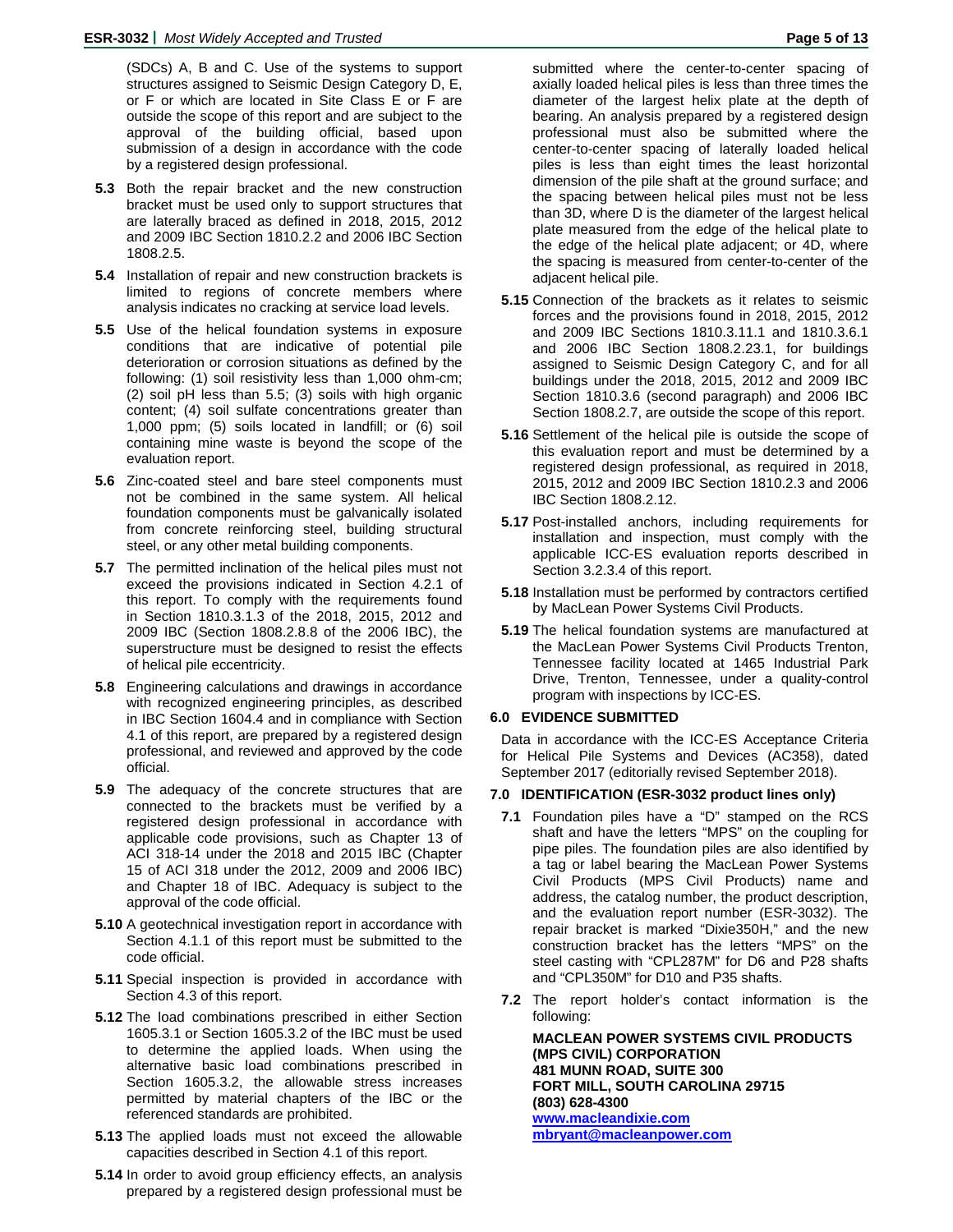(SDCs) A, B and C. Use of the systems to support structures assigned to Seismic Design Category D, E, or F or which are located in Site Class E or F are outside the scope of this report and are subject to the approval of the building official, based upon submission of a design in accordance with the code by a registered design professional.

**5.3** Both the repair bracket and the new construction bracket must be used only to support structures that are laterally braced as defined in 2018, 2015, 2012 and 2009 IBC Section 1810.2.2 and 2006 IBC Section 1808.2.5.

**5.4** Installation of repair and new construction brackets is limited to regions of concrete members where analysis indicates no cracking at service load levels.

**5.5** Use of the helical foundation systems in exposure conditions that are indicative of potential pile deterioration or corrosion situations as defined by the following: (1) soil resistivity less than 1,000 ohm-cm; (2) soil pH less than 5.5; (3) soils with high organic content; (4) soil sulfate concentrations greater than 1,000 ppm; (5) soils located in landfill; or (6) soil containing mine waste is beyond the scope of the evaluation report.

**5.6** Zinc-coated steel and bare steel components must not be combined in the same system. All helical foundation components must be galvanically isolated from concrete reinforcing steel, building structural steel, or any other metal building components.

**5.7** The permitted inclination of the helical piles must not exceed the provisions indicated in Section 4.2.1 of this report. To comply with the requirements found in Section 1810.3.1.3 of the 2018, 2015, 2012 and 2009 IBC (Section 1808.2.8.8 of the 2006 IBC), the superstructure must be designed to resist the effects of helical pile eccentricity.

**5.8** Engineering calculations and drawings in accordance with recognized engineering principles, as described in IBC Section 1604.4 and in compliance with Section 4.1 of this report, are prepared by a registered design professional, and reviewed and approved by the code official.

**5.9** The adequacy of the concrete structures that are connected to the brackets must be verified by a registered design professional in accordance with applicable code provisions, such as Chapter 13 of ACI 318-14 under the 2018 and 2015 IBC (Chapter 15 of ACI 318 under the 2012, 2009 and 2006 IBC) and Chapter 18 of IBC. Adequacy is subject to the approval of the code official.

**5.10** A geotechnical investigation report in accordance with Section 4.1.1 of this report must be submitted to the code official.

**5.11** Special inspection is provided in accordance with Section 4.3 of this report.

**5.12** The load combinations prescribed in either Section 1605.3.1 or Section 1605.3.2 of the IBC must be used to determine the applied loads. When using the alternative basic load combinations prescribed in Section 1605.3.2, the allowable stress increases permitted by material chapters of the IBC or the referenced standards are prohibited.

**5.13** The applied loads must not exceed the allowable capacities described in Section 4.1 of this report.

**5.14** In order to avoid group efficiency effects, an analysis prepared by a registered design professional must be submitted where the center-to-center spacing of axially loaded helical piles is less than three times the diameter of the largest helix plate at the depth of bearing. An analysis prepared by a registered design professional must also be submitted where the center-to-center spacing of laterally loaded helical piles is less than eight times the least horizontal dimension of the pile shaft at the ground surface; and the spacing between helical piles must not be less than 3D, where D is the diameter of the largest helical plate measured from the edge of the helical plate to the edge of the helical plate adjacent; or 4D, where the spacing is measured from center-to-center of the adjacent helical pile.

**5.15** Connection of the brackets as it relates to seismic forces and the provisions found in 2018, 2015, 2012 and 2009 IBC Sections 1810.3.11.1 and 1810.3.6.1 and 2006 IBC Section 1808.2.23.1, for buildings assigned to Seismic Design Category C, and for all buildings under the 2018, 2015, 2012 and 2009 IBC Section 1810.3.6 (second paragraph) and 2006 IBC Section 1808.2.7, are outside the scope of this report.

**5.16** Settlement of the helical pile is outside the scope of this evaluation report and must be determined by a registered design professional, as required in 2018, 2015, 2012 and 2009 IBC Section 1810.2.3 and 2006 IBC Section 1808.2.12.

**5.17** Post-installed anchors, including requirements for installation and inspection, must comply with the applicable ICC-ES evaluation reports described in Section 3.2.3.4 of this report.

**5.18** Installation must be performed by contractors certified by MacLean Power Systems Civil Products.

**5.19** The helical foundation systems are manufactured at the MacLean Power Systems Civil Products Trenton, Tennessee facility located at 1465 Industrial Park Drive, Trenton, Tennessee, under a quality-control program with inspections by ICC-ES.

## 6.0 EVIDENCE SUBMITTED

Data in accordance with the ICC-ES Acceptance Criteria for Helical Pile Systems and Devices (AC358), dated September 2017 (editorially revised September 2018).

## 7.0 IDENTIFICATION (ESR-3032 product lines only)

**7.1** Foundation piles have a "D" stamped on the RCS shaft and have the letters "MPS" on the coupling for pipe piles. The foundation piles are also identified by a tag or label bearing the MacLean Power Systems Civil Products (MPS Civil Products) name and address, the catalog number, the product description, and the evaluation report number (ESR-3032). The repair bracket is marked "Dixie350H," and the new construction bracket has the letters "MPS" on the steel casting with "CPL287M" for D6 and P28 shafts and "CPL350M" for D10 and P35 shafts.

**7.2** The report holder's contact information is the following:

**MACLEAN POWER SYSTEMS CIVIL PRODUCTS**
**(MPS CIVIL) CORPORATION**
**481 MUNN ROAD, SUITE 300**
**FORT MILL, SOUTH CAROLINA 29715**
**(803) 628-4300**
**www.macleandixie.com**
**mbryant@macleanpower.com**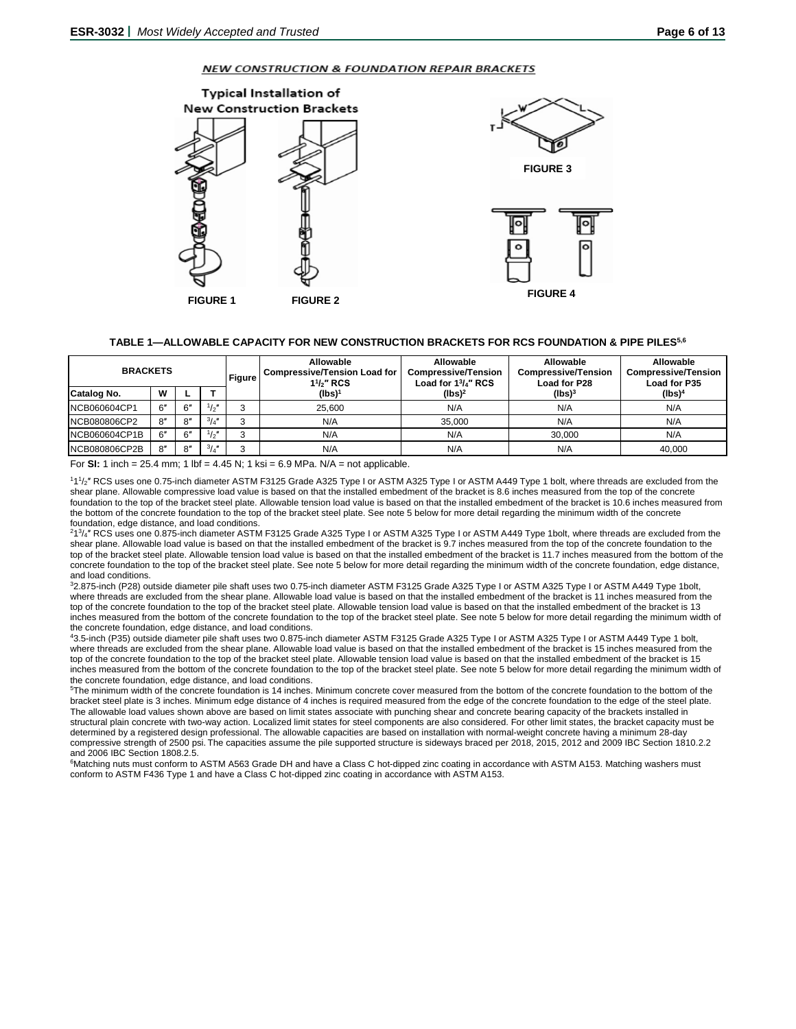*NEW CONSTRUCTION & FOUNDATION REPAIR BRACKETS*

Typical Installation of New Construction Brackets

FIGURE 1 FIGURE 2

FIGURE 3

FIGURE 4

**TABLE 1—ALLOWABLE CAPACITY FOR NEW CONSTRUCTION BRACKETS FOR RCS FOUNDATION & PIPE PILES[5,6]**

| BRACKETS | | | | Figure | Allowable Compressive/Tension Load for 1½″ RCS | Allowable Compressive/Tension Load for 1¾″ RCS | Allowable Compressive/Tension Load for P28 | Allowable Compressive/Tension Load for P35 |
|---|---|---|---|---|---|---|---|---|
| Catalog No. | W | L | T | | (lbs)[1] | (lbs)[2] | (lbs)[3] | (lbs)[4] |
| NCB060604CP1 | 6″ | 6″ | ½″ | 3 | 25,600 | N/A | N/A | N/A |
| NCB080806CP2 | 8″ | 8″ | ¾″ | 3 | N/A | 35,000 | N/A | N/A |
| NCB060604CP1B | 6″ | 6″ | ½″ | 3 | N/A | N/A | 30,000 | N/A |
| NCB080806CP2B | 8″ | 8″ | ¾″ | 3 | N/A | N/A | N/A | 40,000 |

For **SI:** 1 inch = 25.4 mm; 1 lbf = 4.45 N; 1 ksi = 6.9 MPa. N/A = not applicable.

[1]1½″ RCS uses one 0.75-inch diameter ASTM F3125 Grade A325 Type I or ASTM A325 Type I or ASTM A449 Type 1 bolt, where threads are excluded from the shear plane. Allowable compressive load value is based on that the installed embedment of the bracket is 8.6 inches measured from the top of the concrete foundation to the top of the bracket steel plate. Allowable tension load value is based on that the installed embedment of the bracket is 10.6 inches measured from the bottom of the concrete foundation to the top of the bracket steel plate. See note 5 below for more detail regarding the minimum width of the concrete foundation, edge distance, and load conditions.

[2]1¾″ RCS uses one 0.875-inch diameter ASTM F3125 Grade A325 Type I or ASTM A325 Type I or ASTM A449 Type 1bolt, where threads are excluded from the shear plane. Allowable load value is based on that the installed embedment of the bracket is 9.7 inches measured from the top of the concrete foundation to the top of the bracket steel plate. Allowable tension load value is based on that the installed embedment of the bracket is 11.7 inches measured from the bottom of the concrete foundation to the top of the bracket steel plate. See note 5 below for more detail regarding the minimum width of the concrete foundation, edge distance, and load conditions.

[3]2.875-inch (P28) outside diameter pile shaft uses two 0.75-inch diameter ASTM F3125 Grade A325 Type I or ASTM A325 Type I or ASTM A449 Type 1bolt, where threads are excluded from the shear plane. Allowable load value is based on that the installed embedment of the bracket is 11 inches measured from the top of the concrete foundation to the top of the bracket steel plate. Allowable tension load value is based on that the installed embedment of the bracket is 13 inches measured from the bottom of the concrete foundation to the top of the bracket steel plate. See note 5 below for more detail regarding the minimum width of the concrete foundation, edge distance, and load conditions.

[4]3.5-inch (P35) outside diameter pile shaft uses two 0.875-inch diameter ASTM F3125 Grade A325 Type I or ASTM A325 Type I or ASTM A449 Type 1 bolt, where threads are excluded from the shear plane. Allowable load value is based on that the installed embedment of the bracket is 15 inches measured from the top of the concrete foundation to the top of the bracket steel plate. Allowable tension load value is based on that the installed embedment of the bracket is 15 inches measured from the bottom of the concrete foundation to the top of the bracket steel plate. See note 5 below for more detail regarding the minimum width of the concrete foundation, edge distance, and load conditions.

[5]The minimum width of the concrete foundation is 14 inches. Minimum concrete cover measured from the bottom of the concrete foundation to the bottom of the bracket steel plate is 3 inches. Minimum edge distance of 4 inches is required measured from the edge of the concrete foundation to the edge of the steel plate. The allowable load values shown above are based on limit states associate with punching shear and concrete bearing capacity of the brackets installed in structural plain concrete with two-way action. Localized limit states for steel components are also considered. For other limit states, the bracket capacity must be determined by a registered design professional. The allowable capacities are based on installation with normal-weight concrete having a minimum 28-day compressive strength of 2500 psi. The capacities assume the pile supported structure is sideways braced per 2018, 2015, 2012 and 2009 IBC Section 1810.2.2 and 2006 IBC Section 1808.2.5.

[6]Matching nuts must conform to ASTM A563 Grade DH and have a Class C hot-dipped zinc coating in accordance with ASTM A153. Matching washers must conform to ASTM F436 Type 1 and have a Class C hot-dipped zinc coating in accordance with ASTM A153.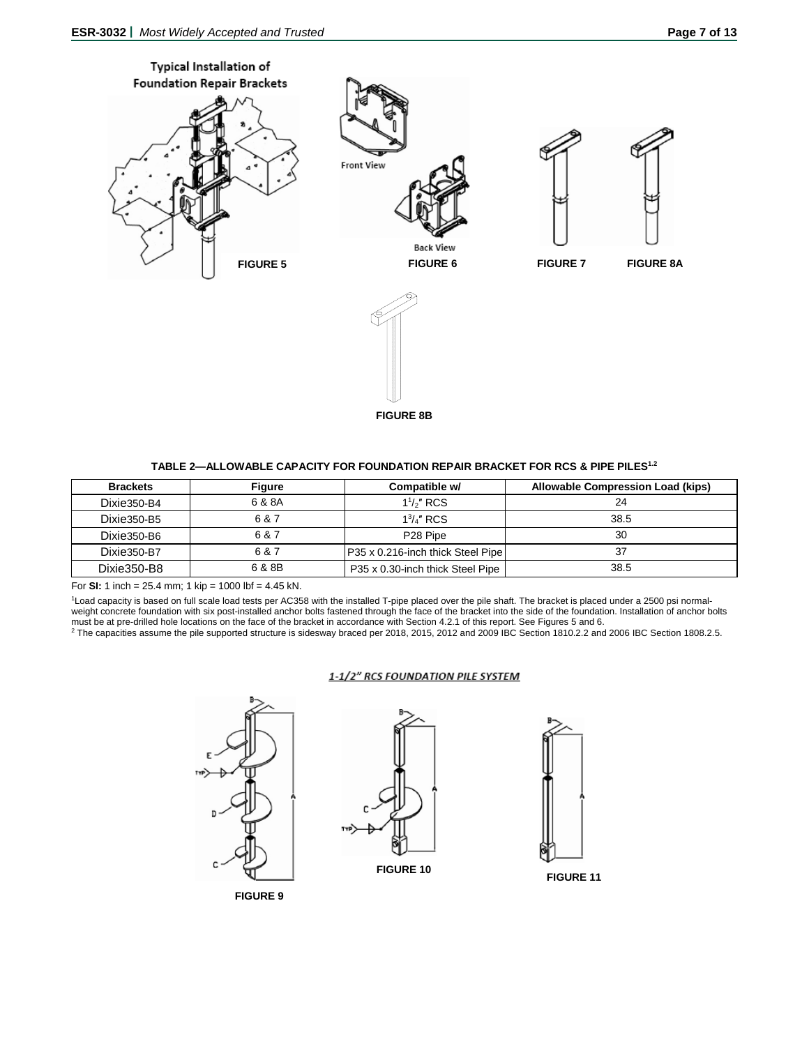Typical Installation of Foundation Repair Brackets

FIGURE 5

Front View

Back View

FIGURE 6

FIGURE 7

FIGURE 8A

FIGURE 8B

**TABLE 2—ALLOWABLE CAPACITY FOR FOUNDATION REPAIR BRACKET FOR RCS & PIPE PILES[1,2]**

| Brackets | Figure | Compatible w/ | Allowable Compression Load (kips) |
|---|---|---|---|
| Dixie350-B4 | 6 & 8A | $1^1/_2$″ RCS | 24 |
| Dixie350-B5 | 6 & 7 | $1^3/_4$″ RCS | 38.5 |
| Dixie350-B6 | 6 & 7 | P28 Pipe | 30 |
| Dixie350-B7 | 6 & 7 | P35 x 0.216-inch thick Steel Pipe | 37 |
| Dixie350-B8 | 6 & 8B | P35 x 0.30-inch thick Steel Pipe | 38.5 |

For **SI:** 1 inch = 25.4 mm; 1 kip = 1000 lbf = 4.45 kN.

[1]Load capacity is based on full scale load tests per AC358 with the installed T-pipe placed over the pile shaft. The bracket is placed under a 2500 psi normal-weight concrete foundation with six post-installed anchor bolts fastened through the face of the bracket into the side of the foundation. Installation of anchor bolts must be at pre-drilled hole locations on the face of the bracket in accordance with Section 4.2.1 of this report. See Figures 5 and 6.

[2] The capacities assume the pile supported structure is sidesway braced per 2018, 2015, 2012 and 2009 IBC Section 1810.2.2 and 2006 IBC Section 1808.2.5.

*1-1/2" RCS FOUNDATION PILE SYSTEM*

FIGURE 9

FIGURE 10

FIGURE 11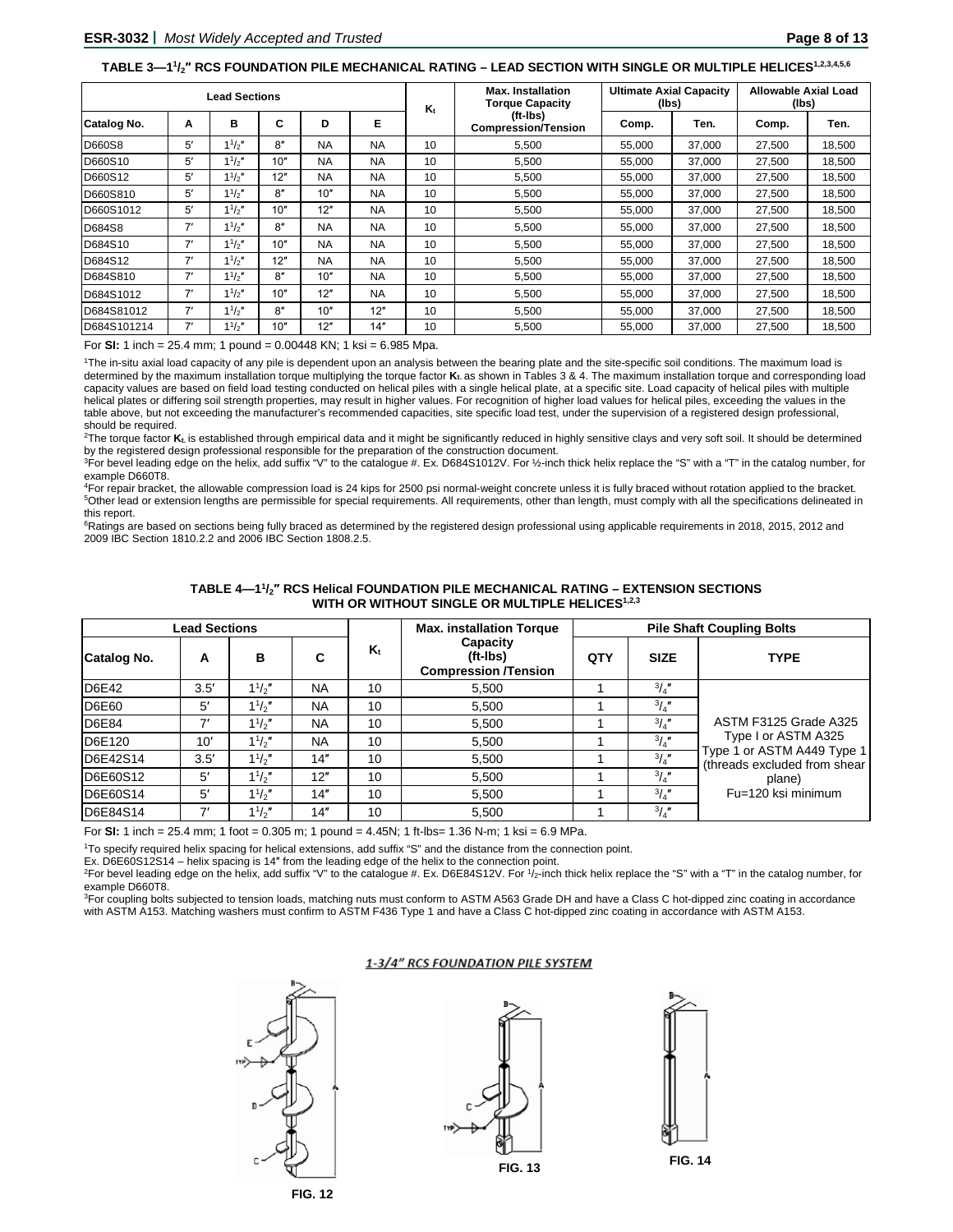### TABLE 3—1½″ RCS FOUNDATION PILE MECHANICAL RATING – LEAD SECTION WITH SINGLE OR MULTIPLE HELICES[1,2,3,4,5,6]

| Lead Sections | | | | | | $K_t$ | Max. Installation Torque Capacity (ft-lbs) Compression/Tension | Ultimate Axial Capacity (lbs) | | Allowable Axial Load (lbs) | |
|---|---|---|---|---|---|---|---|---|---|---|---|
| Catalog No. | A | B | C | D | E | | | Comp. | Ten. | Comp. | Ten. |
| D660S8 | 5′ | 1½″ | 8″ | NA | NA | 10 | 5,500 | 55,000 | 37,000 | 27,500 | 18,500 |
| D660S10 | 5′ | 1½″ | 10″ | NA | NA | 10 | 5,500 | 55,000 | 37,000 | 27,500 | 18,500 |
| D660S12 | 5′ | 1½″ | 12″ | NA | NA | 10 | 5,500 | 55,000 | 37,000 | 27,500 | 18,500 |
| D660S810 | 5′ | 1½″ | 8″ | 10″ | NA | 10 | 5,500 | 55,000 | 37,000 | 27,500 | 18,500 |
| D660S1012 | 5′ | 1½″ | 10″ | 12″ | NA | 10 | 5,500 | 55,000 | 37,000 | 27,500 | 18,500 |
| D684S8 | 7′ | 1½″ | 8″ | NA | NA | 10 | 5,500 | 55,000 | 37,000 | 27,500 | 18,500 |
| D684S10 | 7′ | 1½″ | 10″ | NA | NA | 10 | 5,500 | 55,000 | 37,000 | 27,500 | 18,500 |
| D684S12 | 7′ | 1½″ | 12″ | NA | NA | 10 | 5,500 | 55,000 | 37,000 | 27,500 | 18,500 |
| D684S810 | 7′ | 1½″ | 8″ | 10″ | NA | 10 | 5,500 | 55,000 | 37,000 | 27,500 | 18,500 |
| D684S1012 | 7′ | 1½″ | 10″ | 12″ | NA | 10 | 5,500 | 55,000 | 37,000 | 27,500 | 18,500 |
| D684S81012 | 7′ | 1½″ | 8″ | 10″ | 12″ | 10 | 5,500 | 55,000 | 37,000 | 27,500 | 18,500 |
| D684S101214 | 7′ | 1½″ | 10″ | 12″ | 14″ | 10 | 5,500 | 55,000 | 37,000 | 27,500 | 18,500 |

For **SI:** 1 inch = 25.4 mm; 1 pound = 0.00448 KN; 1 ksi = 6.985 Mpa.

[1]The in-situ axial load capacity of any pile is dependent upon an analysis between the bearing plate and the site-specific soil conditions. The maximum load is determined by the maximum installation torque multiplying the torque factor $K_t$ as shown in Tables 3 & 4. The maximum installation torque and corresponding load capacity values are based on field load testing conducted on helical piles with a single helical plate, at a specific site. Load capacity of helical piles with multiple helical plates or differing soil strength properties, may result in higher values. For recognition of higher load values for helical piles, exceeding the values in the table above, but not exceeding the manufacturer's recommended capacities, site specific load test, under the supervision of a registered design professional, should be required.

[2]The torque factor $K_t$ is established through empirical data and it might be significantly reduced in highly sensitive clays and very soft soil. It should be determined by the registered design professional responsible for the preparation of the construction document.

[3]For bevel leading edge on the helix, add suffix "V" to the catalogue #. Ex. D684S1012V. For ½-inch thick helix replace the "S" with a "T" in the catalog number, for example D660T8.

[4]For repair bracket, the allowable compression load is 24 kips for 2500 psi normal-weight concrete unless it is fully braced without rotation applied to the bracket.

[5]Other lead or extension lengths are permissible for special requirements. All requirements, other than length, must comply with all the specifications delineated in this report.

[6]Ratings are based on sections being fully braced as determined by the registered design professional using applicable requirements in 2018, 2015, 2012 and 2009 IBC Section 1810.2.2 and 2006 IBC Section 1808.2.5.

### TABLE 4—1½″ RCS Helical FOUNDATION PILE MECHANICAL RATING – EXTENSION SECTIONS WITH OR WITHOUT SINGLE OR MULTIPLE HELICES[1,2,3]

| Lead Sections | | | | $K_t$ | Max. installation Torque Capacity (ft-lbs) Compression /Tension | Pile Shaft Coupling Bolts | | |
|---|---|---|---|---|---|---|---|---|
| Catalog No. | A | B | C | | | QTY | SIZE | TYPE |
| D6E42 | 3.5′ | 1½″ | NA | 10 | 5,500 | 1 | ¾″ | ASTM F3125 Grade A325 Type I or ASTM A325 Type 1 or ASTM A449 Type 1 (threads excluded from shear plane) Fu=120 ksi minimum |
| D6E60 | 5′ | 1½″ | NA | 10 | 5,500 | 1 | ¾″ | |
| D6E84 | 7′ | 1½″ | NA | 10 | 5,500 | 1 | ¾″ | |
| D6E120 | 10′ | 1½″ | NA | 10 | 5,500 | 1 | ¾″ | |
| D6E42S14 | 3.5′ | 1½″ | 14″ | 10 | 5,500 | 1 | ¾″ | |
| D6E60S12 | 5′ | 1½″ | 12″ | 10 | 5,500 | 1 | ¾″ | |
| D6E60S14 | 5′ | 1½″ | 14″ | 10 | 5,500 | 1 | ¾″ | |
| D6E84S14 | 7′ | 1½″ | 14″ | 10 | 5,500 | 1 | ¾″ | |

For **SI:** 1 inch = 25.4 mm; 1 foot = 0.305 m; 1 pound = 4.45N; 1 ft-lbs= 1.36 N-m; 1 ksi = 6.9 MPa.

[1]To specify required helix spacing for helical extensions, add suffix "S" and the distance from the connection point.
Ex. D6E60S12S14 – helix spacing is 14″ from the leading edge of the helix to the connection point.

[2]For bevel leading edge on the helix, add suffix "V" to the catalogue #. Ex. D6E84S12V. For ½-inch thick helix replace the "S" with a "T" in the catalog number, for example D660T8.

[3]For coupling bolts subjected to tension loads, matching nuts must conform to ASTM A563 Grade DH and have a Class C hot-dipped zinc coating in accordance with ASTM A153. Matching washers must confirm to ASTM F436 Type 1 and have a Class C hot-dipped zinc coating in accordance with ASTM A153.

*1-3/4″ RCS FOUNDATION PILE SYSTEM*

FIG. 12

FIG. 13

FIG. 14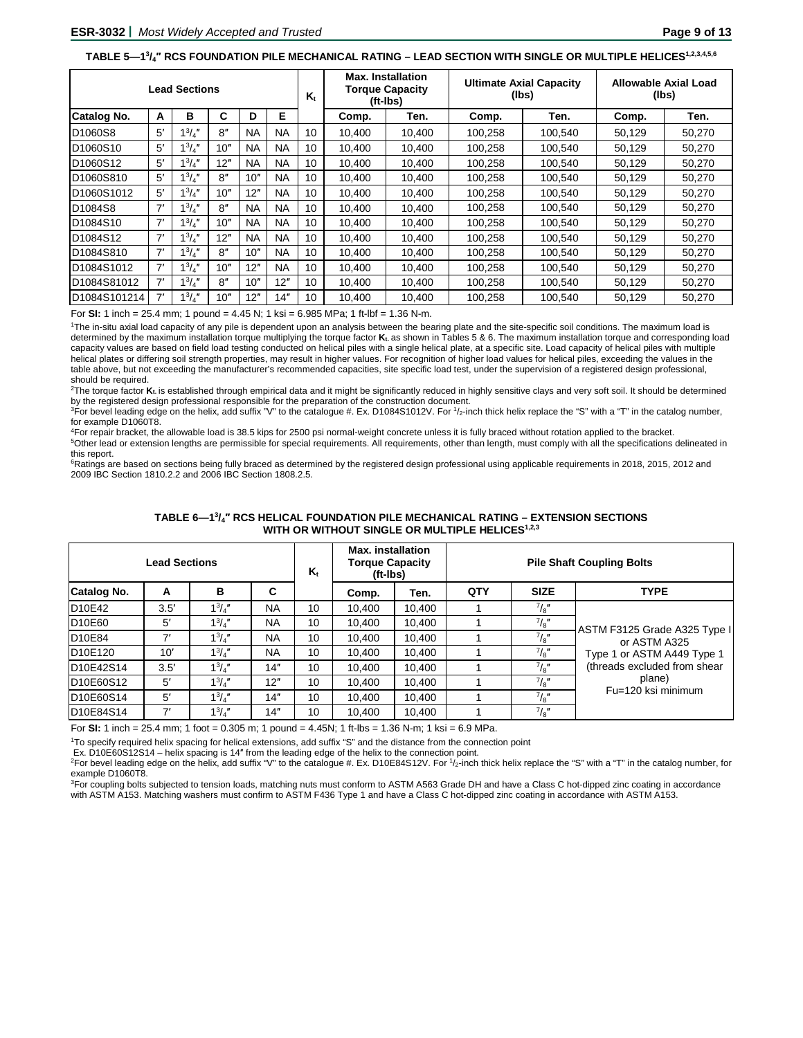**TABLE 5—1$^3/_4$″ RCS FOUNDATION PILE MECHANICAL RATING – LEAD SECTION WITH SINGLE OR MULTIPLE HELICES[1,2,3,4,5,6]**

| Lead Sections | | | | | | $K_t$ | Max. Installation Torque Capacity (ft-lbs) | | Ultimate Axial Capacity (lbs) | | Allowable Axial Load (lbs) | |
|---|---|---|---|---|---|---|---|---|---|---|---|---|
| Catalog No. | A | B | C | D | E | | Comp. | Ten. | Comp. | Ten. | Comp. | Ten. |
| D1060S8 | 5′ | 1$^3/_4$″ | 8″ | NA | NA | 10 | 10,400 | 10,400 | 100,258 | 100,540 | 50,129 | 50,270 |
| D1060S10 | 5′ | 1$^3/_4$″ | 10″ | NA | NA | 10 | 10,400 | 10,400 | 100,258 | 100,540 | 50,129 | 50,270 |
| D1060S12 | 5′ | 1$^3/_4$″ | 12″ | NA | NA | 10 | 10,400 | 10,400 | 100,258 | 100,540 | 50,129 | 50,270 |
| D1060S810 | 5′ | 1$^3/_4$″ | 8″ | 10″ | NA | 10 | 10,400 | 10,400 | 100,258 | 100,540 | 50,129 | 50,270 |
| D1060S1012 | 5′ | 1$^3/_4$″ | 10″ | 12″ | NA | 10 | 10,400 | 10,400 | 100,258 | 100,540 | 50,129 | 50,270 |
| D1084S8 | 7′ | 1$^3/_4$″ | 8″ | NA | NA | 10 | 10,400 | 10,400 | 100,258 | 100,540 | 50,129 | 50,270 |
| D1084S10 | 7′ | 1$^3/_4$″ | 10″ | NA | NA | 10 | 10,400 | 10,400 | 100,258 | 100,540 | 50,129 | 50,270 |
| D1084S12 | 7′ | 1$^3/_4$″ | 12″ | NA | NA | 10 | 10,400 | 10,400 | 100,258 | 100,540 | 50,129 | 50,270 |
| D1084S810 | 7′ | 1$^3/_4$″ | 8″ | 10″ | NA | 10 | 10,400 | 10,400 | 100,258 | 100,540 | 50,129 | 50,270 |
| D1084S1012 | 7′ | 1$^3/_4$″ | 10″ | 12″ | NA | 10 | 10,400 | 10,400 | 100,258 | 100,540 | 50,129 | 50,270 |
| D1084S81012 | 7′ | 1$^3/_4$″ | 8″ | 10″ | 12″ | 10 | 10,400 | 10,400 | 100,258 | 100,540 | 50,129 | 50,270 |
| D1084S101214 | 7′ | 1$^3/_4$″ | 10″ | 12″ | 14″ | 10 | 10,400 | 10,400 | 100,258 | 100,540 | 50,129 | 50,270 |

For **SI:** 1 inch = 25.4 mm; 1 pound = 4.45 N; 1 ksi = 6.985 MPa; 1 ft-lbf = 1.36 N-m.

[1]The in-situ axial load capacity of any pile is dependent upon an analysis between the bearing plate and the site-specific soil conditions. The maximum load is determined by the maximum installation torque multiplying the torque factor **$K_t$** as shown in Tables 5 & 6. The maximum installation torque and corresponding load capacity values are based on field load testing conducted on helical piles with a single helical plate, at a specific site. Load capacity of helical piles with multiple helical plates or differing soil strength properties, may result in higher values. For recognition of higher load values for helical piles, exceeding the values in the table above, but not exceeding the manufacturer's recommended capacities, site specific load test, under the supervision of a registered design professional, should be required.

[2]The torque factor **$K_t$** is established through empirical data and it might be significantly reduced in highly sensitive clays and very soft soil. It should be determined by the registered design professional responsible for the preparation of the construction document.

[3]For bevel leading edge on the helix, add suffix "V" to the catalogue #. Ex. D1084S1012V. For $^1/_2$-inch thick helix replace the "S" with a "T" in the catalog number, for example D1060T8.

[4]For repair bracket, the allowable load is 38.5 kips for 2500 psi normal-weight concrete unless it is fully braced without rotation applied to the bracket.

[5]Other lead or extension lengths are permissible for special requirements. All requirements, other than length, must comply with all the specifications delineated in this report.

[6]Ratings are based on sections being fully braced as determined by the registered design professional using applicable requirements in 2018, 2015, 2012 and 2009 IBC Section 1810.2.2 and 2006 IBC Section 1808.2.5.

**TABLE 6—1$^3/_4$″ RCS HELICAL FOUNDATION PILE MECHANICAL RATING – EXTENSION SECTIONS WITH OR WITHOUT SINGLE OR MULTIPLE HELICES[1,2,3]**

| Lead Sections | | | | $K_t$ | Max. installation Torque Capacity (ft-lbs) | | Pile Shaft Coupling Bolts | | |
|---|---|---|---|---|---|---|---|---|---|
| Catalog No. | A | B | C | | Comp. | Ten. | QTY | SIZE | TYPE |
| D10E42 | 3.5′ | 1$^3/_4$″ | NA | 10 | 10,400 | 10,400 | 1 | $^7/_8$″ | ASTM F3125 Grade A325 Type I or ASTM A325 Type 1 or ASTM A449 Type 1 (threads excluded from shear plane) Fu=120 ksi minimum |
| D10E60 | 5′ | 1$^3/_4$″ | NA | 10 | 10,400 | 10,400 | 1 | $^7/_8$″ | |
| D10E84 | 7′ | 1$^3/_4$″ | NA | 10 | 10,400 | 10,400 | 1 | $^7/_8$″ | |
| D10E120 | 10′ | 1$^3/_4$″ | NA | 10 | 10,400 | 10,400 | 1 | $^7/_8$″ | |
| D10E42S14 | 3.5′ | 1$^3/_4$″ | 14″ | 10 | 10,400 | 10,400 | 1 | $^7/_8$″ | |
| D10E60S12 | 5′ | 1$^3/_4$″ | 12″ | 10 | 10,400 | 10,400 | 1 | $^7/_8$″ | |
| D10E60S14 | 5′ | 1$^3/_4$″ | 14″ | 10 | 10,400 | 10,400 | 1 | $^7/_8$″ | |
| D10E84S14 | 7′ | 1$^3/_4$″ | 14″ | 10 | 10,400 | 10,400 | 1 | $^7/_8$″ | |

For **SI:** 1 inch = 25.4 mm; 1 foot = 0.305 m; 1 pound = 4.45N; 1 ft-lbs = 1.36 N-m; 1 ksi = 6.9 MPa.

[1]To specify required helix spacing for helical extensions, add suffix "S" and the distance from the connection point
Ex. D10E60S12S14 – helix spacing is 14″ from the leading edge of the helix to the connection point.

[2]For bevel leading edge on the helix, add suffix "V" to the catalogue #. Ex. D10E84S12V. For $^1/_2$-inch thick helix replace the "S" with a "T" in the catalog number, for example D1060T8.

[3]For coupling bolts subjected to tension loads, matching nuts must conform to ASTM A563 Grade DH and have a Class C hot-dipped zinc coating in accordance with ASTM A153. Matching washers must confirm to ASTM F436 Type 1 and have a Class C hot-dipped zinc coating in accordance with ASTM A153.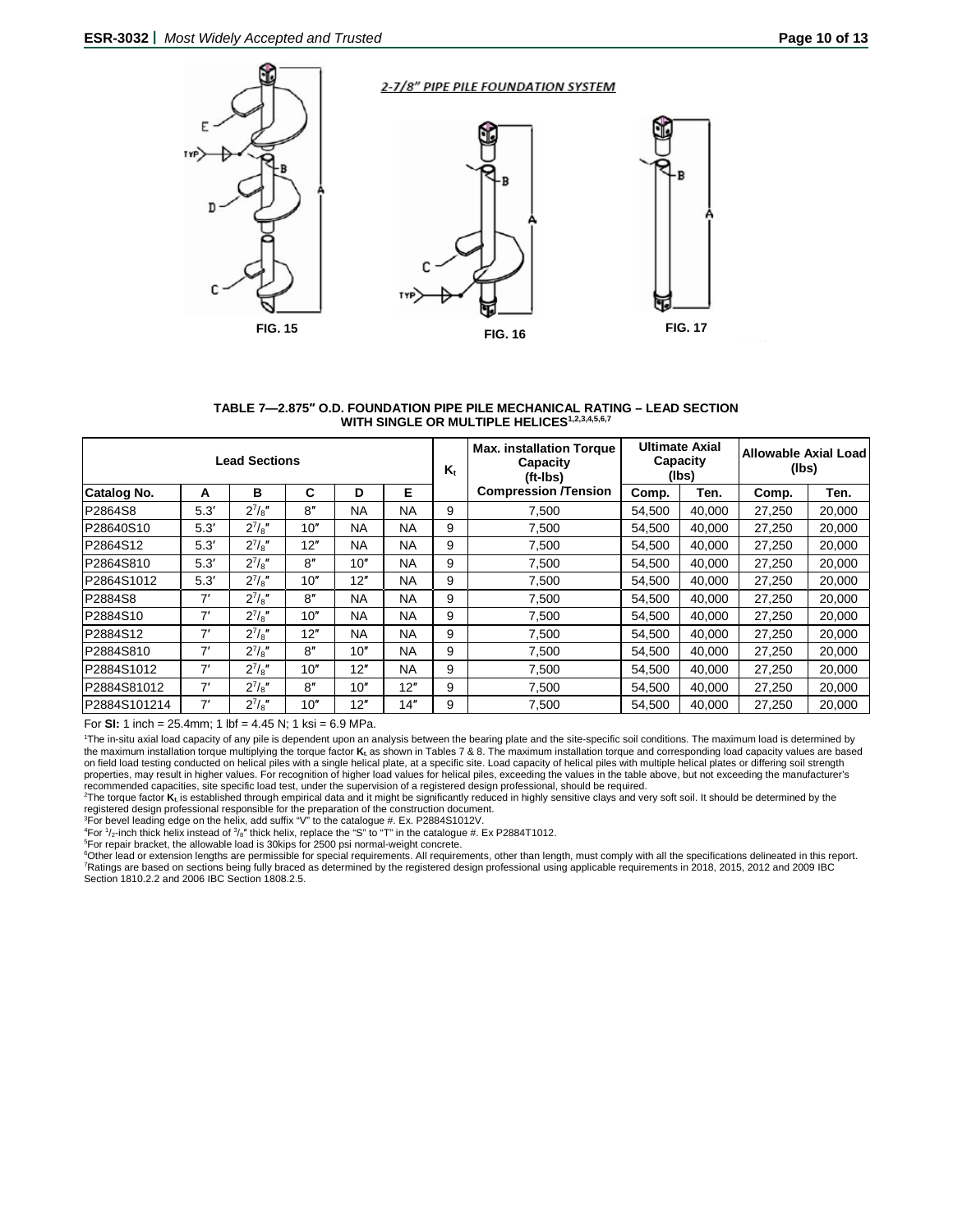2-7/8" PIPE PILE FOUNDATION SYSTEM

FIG. 15

FIG. 16

FIG. 17

**TABLE 7—2.875″ O.D. FOUNDATION PIPE PILE MECHANICAL RATING – LEAD SECTION WITH SINGLE OR MULTIPLE HELICES[1,2,3,4,5,6,7]**

| Lead Sections | | | | | | $K_t$ | Max. installation Torque Capacity (ft-lbs) | Ultimate Axial Capacity (lbs) | | Allowable Axial Load (lbs) | |
|---|---|---|---|---|---|---|---|---|---|---|---|
| Catalog No. | A | B | C | D | E | | Compression /Tension | Comp. | Ten. | Comp. | Ten. |
| P2864S8 | 5.3′ | 2$^7/_8$″ | 8″ | NA | NA | 9 | 7,500 | 54,500 | 40,000 | 27,250 | 20,000 |
| P28640S10 | 5.3′ | 2$^7/_8$″ | 10″ | NA | NA | 9 | 7,500 | 54,500 | 40,000 | 27,250 | 20,000 |
| P2864S12 | 5.3′ | 2$^7/_8$″ | 12″ | NA | NA | 9 | 7,500 | 54,500 | 40,000 | 27,250 | 20,000 |
| P2864S810 | 5.3′ | 2$^7/_8$″ | 8″ | 10″ | NA | 9 | 7,500 | 54,500 | 40,000 | 27,250 | 20,000 |
| P2864S1012 | 5.3′ | 2$^7/_8$″ | 10″ | 12″ | NA | 9 | 7,500 | 54,500 | 40,000 | 27,250 | 20,000 |
| P2884S8 | 7′ | 2$^7/_8$″ | 8″ | NA | NA | 9 | 7,500 | 54,500 | 40,000 | 27,250 | 20,000 |
| P2884S10 | 7′ | 2$^7/_8$″ | 10″ | NA | NA | 9 | 7,500 | 54,500 | 40,000 | 27,250 | 20,000 |
| P2884S12 | 7′ | 2$^7/_8$″ | 12″ | NA | NA | 9 | 7,500 | 54,500 | 40,000 | 27,250 | 20,000 |
| P2884S810 | 7′ | 2$^7/_8$″ | 8″ | 10″ | NA | 9 | 7,500 | 54,500 | 40,000 | 27,250 | 20,000 |
| P2884S1012 | 7′ | 2$^7/_8$″ | 10″ | 12″ | NA | 9 | 7,500 | 54,500 | 40,000 | 27,250 | 20,000 |
| P2884S81012 | 7′ | 2$^7/_8$″ | 8″ | 10″ | 12″ | 9 | 7,500 | 54,500 | 40,000 | 27,250 | 20,000 |
| P2884S101214 | 7′ | 2$^7/_8$″ | 10″ | 12″ | 14″ | 9 | 7,500 | 54,500 | 40,000 | 27,250 | 20,000 |

For **SI:** 1 inch = 25.4mm; 1 lbf = 4.45 N; 1 ksi = 6.9 MPa.

[1]The in-situ axial load capacity of any pile is dependent upon an analysis between the bearing plate and the site-specific soil conditions. The maximum load is determined by the maximum installation torque multiplying the torque factor $K_t$ as shown in Tables 7 & 8. The maximum installation torque and corresponding load capacity values are based on field load testing conducted on helical piles with a single helical plate, at a specific site. Load capacity of helical piles with multiple helical plates or differing soil strength properties, may result in higher values. For recognition of higher load values for helical piles, exceeding the values in the table above, but not exceeding the manufacturer's recommended capacities, site specific load test, under the supervision of a registered design professional, should be required.

[2]The torque factor $K_t$ is established through empirical data and it might be significantly reduced in highly sensitive clays and very soft soil. It should be determined by the registered design professional responsible for the preparation of the construction document.

[3]For bevel leading edge on the helix, add suffix "V" to the catalogue #. Ex. P2884S1012V.

[4]For $^1/_2$-inch thick helix instead of $^3/_8$″ thick helix, replace the "S" to "T" in the catalogue #. Ex P2884T1012.

[5]For repair bracket, the allowable load is 30kips for 2500 psi normal-weight concrete.

[6]Other lead or extension lengths are permissible for special requirements. All requirements, other than length, must comply with all the specifications delineated in this report.

[7]Ratings are based on sections being fully braced as determined by the registered design professional using applicable requirements in 2018, 2015, 2012 and 2009 IBC Section 1810.2.2 and 2006 IBC Section 1808.2.5.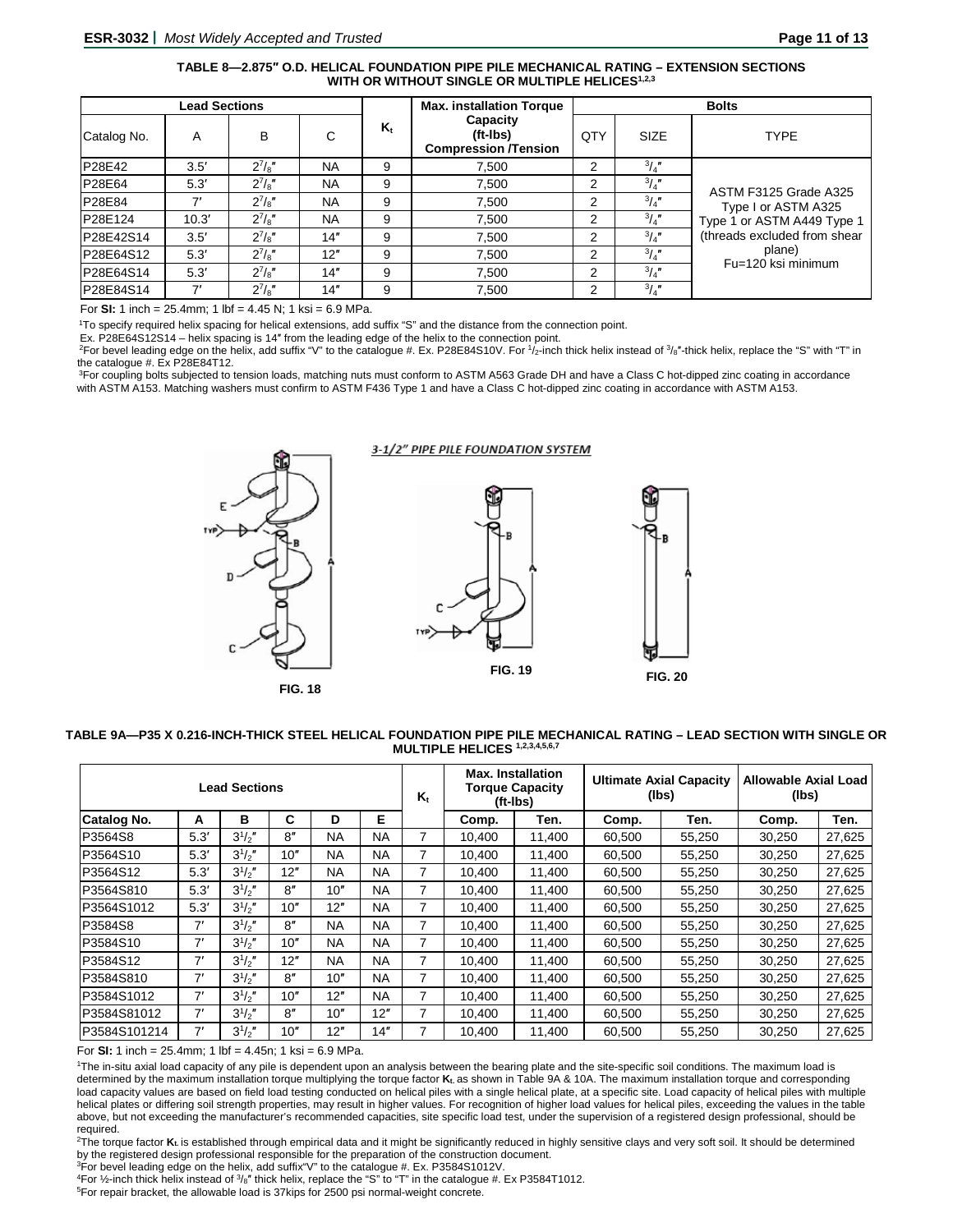**TABLE 8—2.875″ O.D. HELICAL FOUNDATION PIPE PILE MECHANICAL RATING – EXTENSION SECTIONS WITH OR WITHOUT SINGLE OR MULTIPLE HELICES[1,2,3]**

| Lead Sections | | | | $K_t$ | Max. installation Torque Capacity (ft-lbs) Compression /Tension | Bolts | | |
|---|---|---|---|---|---|---|---|---|
| Catalog No. | A | B | C | | | QTY | SIZE | TYPE |
| P28E42 | 3.5′ | $2^7/_8$″ | NA | 9 | 7,500 | 2 | $^3/_4$″ | ASTM F3125 Grade A325 Type I or ASTM A325 Type 1 or ASTM A449 Type 1 (threads excluded from shear plane) Fu=120 ksi minimum |
| P28E64 | 5.3′ | $2^7/_8$″ | NA | 9 | 7,500 | 2 | $^3/_4$″ | |
| P28E84 | 7′ | $2^7/_8$″ | NA | 9 | 7,500 | 2 | $^3/_4$″ | |
| P28E124 | 10.3′ | $2^7/_8$″ | NA | 9 | 7,500 | 2 | $^3/_4$″ | |
| P28E42S14 | 3.5′ | $2^7/_8$″ | 14″ | 9 | 7,500 | 2 | $^3/_4$″ | |
| P28E64S12 | 5.3′ | $2^7/_8$″ | 12″ | 9 | 7,500 | 2 | $^3/_4$″ | |
| P28E64S14 | 5.3′ | $2^7/_8$″ | 14″ | 9 | 7,500 | 2 | $^3/_4$″ | |
| P28E84S14 | 7′ | $2^7/_8$″ | 14″ | 9 | 7,500 | 2 | $^3/_4$″ | |

For **SI:** 1 inch = 25.4mm; 1 lbf = 4.45 N; 1 ksi = 6.9 MPa.

[1]To specify required helix spacing for helical extensions, add suffix "S" and the distance from the connection point.
Ex. P28E64S12S14 – helix spacing is 14″ from the leading edge of the helix to the connection point.
[2]For bevel leading edge on the helix, add suffix "V" to the catalogue #. Ex. P28E84S10V. For $^1/_2$-inch thick helix instead of $^3/_8$″-thick helix, replace the "S" with "T" in the catalogue #. Ex P28E84T12.
[3]For coupling bolts subjected to tension loads, matching nuts must conform to ASTM A563 Grade DH and have a Class C hot-dipped zinc coating in accordance with ASTM A153. Matching washers must confirm to ASTM F436 Type 1 and have a Class C hot-dipped zinc coating in accordance with ASTM A153.

*3-1/2″ PIPE PILE FOUNDATION SYSTEM*

FIG. 18

FIG. 19

FIG. 20

**TABLE 9A—P35 X 0.216-INCH-THICK STEEL HELICAL FOUNDATION PIPE PILE MECHANICAL RATING – LEAD SECTION WITH SINGLE OR MULTIPLE HELICES [1,2,3,4,5,6,7]**

| Lead Sections | | | | | | $K_t$ | Max. Installation Torque Capacity (ft-lbs) | | Ultimate Axial Capacity (lbs) | | Allowable Axial Load (lbs) | |
|---|---|---|---|---|---|---|---|---|---|---|---|---|
| **Catalog No.** | **A** | **B** | **C** | **D** | **E** | | **Comp.** | **Ten.** | **Comp.** | **Ten.** | **Comp.** | **Ten.** |
| P3564S8 | 5.3′ | $3^1/_2$″ | 8″ | NA | NA | 7 | 10,400 | 11,400 | 60,500 | 55,250 | 30,250 | 27,625 |
| P3564S10 | 5.3′ | $3^1/_2$″ | 10″ | NA | NA | 7 | 10,400 | 11,400 | 60,500 | 55,250 | 30,250 | 27,625 |
| P3564S12 | 5.3′ | $3^1/_2$″ | 12″ | NA | NA | 7 | 10,400 | 11,400 | 60,500 | 55,250 | 30,250 | 27,625 |
| P3564S810 | 5.3′ | $3^1/_2$″ | 8″ | 10″ | NA | 7 | 10,400 | 11,400 | 60,500 | 55,250 | 30,250 | 27,625 |
| P3564S1012 | 5.3′ | $3^1/_2$″ | 10″ | 12″ | NA | 7 | 10,400 | 11,400 | 60,500 | 55,250 | 30,250 | 27,625 |
| P3584S8 | 7′ | $3^1/_2$″ | 8″ | NA | NA | 7 | 10,400 | 11,400 | 60,500 | 55,250 | 30,250 | 27,625 |
| P3584S10 | 7′ | $3^1/_2$″ | 10″ | NA | NA | 7 | 10,400 | 11,400 | 60,500 | 55,250 | 30,250 | 27,625 |
| P3584S12 | 7′ | $3^1/_2$″ | 12″ | NA | NA | 7 | 10,400 | 11,400 | 60,500 | 55,250 | 30,250 | 27,625 |
| P3584S810 | 7′ | $3^1/_2$″ | 8″ | 10″ | NA | 7 | 10,400 | 11,400 | 60,500 | 55,250 | 30,250 | 27,625 |
| P3584S1012 | 7′ | $3^1/_2$″ | 10″ | 12″ | NA | 7 | 10,400 | 11,400 | 60,500 | 55,250 | 30,250 | 27,625 |
| P3584S81012 | 7′ | $3^1/_2$″ | 8″ | 10″ | 12″ | 7 | 10,400 | 11,400 | 60,500 | 55,250 | 30,250 | 27,625 |
| P3584S101214 | 7′ | $3^1/_2$″ | 10″ | 12″ | 14″ | 7 | 10,400 | 11,400 | 60,500 | 55,250 | 30,250 | 27,625 |

For **SI:** 1 inch = 25.4mm; 1 lbf = 4.45n; 1 ksi = 6.9 MPa.

[1]The in-situ axial load capacity of any pile is dependent upon an analysis between the bearing plate and the site-specific soil conditions. The maximum load is determined by the maximum installation torque multiplying the torque factor $K_t$ as shown in Table 9A & 10A. The maximum installation torque and corresponding load capacity values are based on field load testing conducted on helical piles with a single helical plate, at a specific site. Load capacity of helical piles with multiple helical plates or differing soil strength properties, may result in higher values. For recognition of higher load values for helical piles, exceeding the values in the table above, but not exceeding the manufacturer's recommended capacities, site specific load test, under the supervision of a registered design professional, should be required.
[2]The torque factor $K_t$ is established through empirical data and it might be significantly reduced in highly sensitive clays and very soft soil. It should be determined by the registered design professional responsible for the preparation of the construction document.
[3]For bevel leading edge on the helix, add suffix"V" to the catalogue #. Ex. P3584S1012V.
[4]For ½-inch thick helix instead of $^3/_8$″ thick helix, replace the "S" to "T" in the catalogue #. Ex P3584T1012.
[5]For repair bracket, the allowable load is 37kips for 2500 psi normal-weight concrete.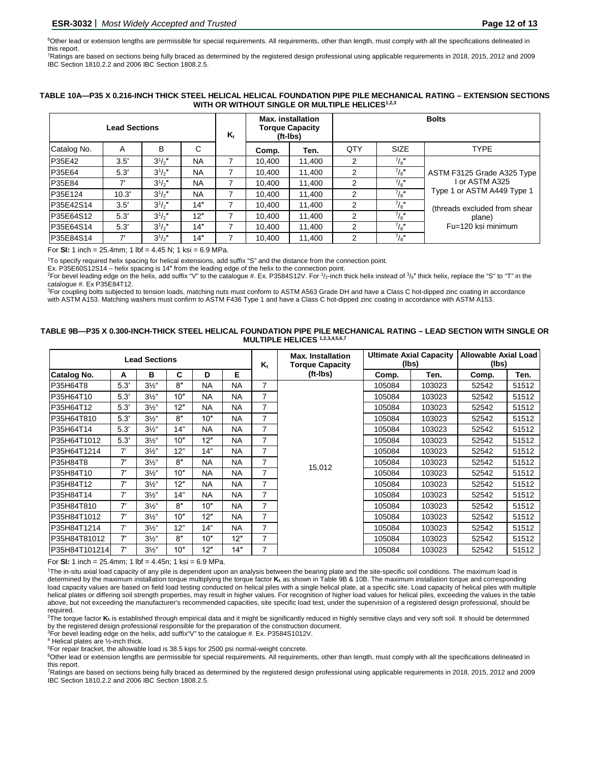[6]Other lead or extension lengths are permissible for special requirements. All requirements, other than length, must comply with all the specifications delineated in this report.
[7]Ratings are based on sections being fully braced as determined by the registered design professional using applicable requirements in 2018, 2015, 2012 and 2009 IBC Section 1810.2.2 and 2006 IBC Section 1808.2.5.

**TABLE 10A—P35 X 0.216-INCH THICK STEEL HELICAL HELICAL FOUNDATION PIPE PILE MECHANICAL RATING – EXTENSION SECTIONS WITH OR WITHOUT SINGLE OR MULTIPLE HELICES[1,2,3]**

| Lead Sections | | | | $K_t$ | Max. installation Torque Capacity (ft-lbs) | | Bolts | | |
|---|---|---|---|---|---|---|---|---|---|
| Catalog No. | A | B | C | | Comp. | Ten. | QTY | SIZE | TYPE |
| P35E42 | 3.5′ | 3½″ | NA | 7 | 10,400 | 11,400 | 2 | ⅞″ | ASTM F3125 Grade A325 Type I or ASTM A325 Type 1 or ASTM A449 Type 1 (threads excluded from shear plane) Fu=120 ksi minimum |
| P35E64 | 5.3′ | 3½″ | NA | 7 | 10,400 | 11,400 | 2 | ⅞″ | |
| P35E84 | 7′ | 3½″ | NA | 7 | 10,400 | 11,400 | 2 | ⅞″ | |
| P35E124 | 10.3′ | 3½″ | NA | 7 | 10,400 | 11,400 | 2 | ⅞″ | |
| P35E42S14 | 3.5′ | 3½″ | 14″ | 7 | 10,400 | 11,400 | 2 | ⅞″ | |
| P35E64S12 | 5.3′ | 3½″ | 12″ | 7 | 10,400 | 11,400 | 2 | ⅞″ | |
| P35E64S14 | 5.3′ | 3½″ | 14″ | 7 | 10,400 | 11,400 | 2 | ⅞″ | |
| P35E84S14 | 7′ | 3½″ | 14″ | 7 | 10,400 | 11,400 | 2 | ⅞″ | |

For **SI:** 1 inch = 25.4mm; 1 lbf = 4.45 N; 1 ksi = 6.9 MPa.

[1]To specify required helix spacing for helical extensions, add suffix "S" and the distance from the connection point.
Ex. P35E60S12S14 – helix spacing is 14″ from the leading edge of the helix to the connection point.
[2]For bevel leading edge on the helix, add suffix "V" to the catalogue #. Ex. P3584S12V. For ½-inch thick helix instead of ⅜″ thick helix, replace the "S" to "T" in the catalogue #. Ex P35E84T12.
[3]For coupling bolts subjected to tension loads, matching nuts must conform to ASTM A563 Grade DH and have a Class C hot-dipped zinc coating in accordance with ASTM A153. Matching washers must confirm to ASTM F436 Type 1 and have a Class C hot-dipped zinc coating in accordance with ASTM A153.

**TABLE 9B—P35 X 0.300-INCH-THICK STEEL HELICAL FOUNDATION PIPE PILE MECHANICAL RATING – LEAD SECTION WITH SINGLE OR MULTIPLE HELICES [1,2,3,4,5,6,7]**

| Lead Sections | | | | | | $K_t$ | Max. Installation Torque Capacity (ft-lbs) | Ultimate Axial Capacity (lbs) | | Allowable Axial Load (lbs) | |
|---|---|---|---|---|---|---|---|---|---|---|---|
| Catalog No. | A | B | C | D | E | | | Comp. | Ten. | Comp. | Ten. |
| P35H64T8 | 5.3′ | 3½" | 8″ | NA | NA | 7 | 15,012 | 105084 | 103023 | 52542 | 51512 |
| P35H64T10 | 5.3′ | 3½" | 10″ | NA | NA | 7 | | 105084 | 103023 | 52542 | 51512 |
| P35H64T12 | 5.3′ | 3½" | 12″ | NA | NA | 7 | | 105084 | 103023 | 52542 | 51512 |
| P35H64T810 | 5.3′ | 3½" | 8″ | 10″ | NA | 7 | | 105084 | 103023 | 52542 | 51512 |
| P35H64T14 | 5.3′ | 3½" | 14" | NA | NA | 7 | | 105084 | 103023 | 52542 | 51512 |
| P35H64T1012 | 5.3′ | 3½" | 10″ | 12″ | NA | 7 | | 105084 | 103023 | 52542 | 51512 |
| P35H64T1214 | 7' | 3½" | 12" | 14" | NA | 7 | | 105084 | 103023 | 52542 | 51512 |
| P35H84T8 | 7′ | 3½" | 8″ | NA | NA | 7 | | 105084 | 103023 | 52542 | 51512 |
| P35H84T10 | 7′ | 3½" | 10″ | NA | NA | 7 | | 105084 | 103023 | 52542 | 51512 |
| P35H84T12 | 7′ | 3½" | 12″ | NA | NA | 7 | | 105084 | 103023 | 52542 | 51512 |
| P35H84T14 | 7' | 3½" | 14" | NA | NA | 7 | | 105084 | 103023 | 52542 | 51512 |
| P35H84T810 | 7′ | 3½" | 8″ | 10″ | NA | 7 | | 105084 | 103023 | 52542 | 51512 |
| P35H84T1012 | 7′ | 3½" | 10″ | 12″ | NA | 7 | | 105084 | 103023 | 52542 | 51512 |
| P35H84T1214 | 7' | 3½" | 12" | 14" | NA | 7 | | 105084 | 103023 | 52542 | 51512 |
| P35H84T81012 | 7′ | 3½" | 8″ | 10″ | 12″ | 7 | | 105084 | 103023 | 52542 | 51512 |
| P35H84T101214 | 7′ | 3½" | 10″ | 12″ | 14″ | 7 | | 105084 | 103023 | 52542 | 51512 |

For **SI:** 1 inch = 25.4mm; 1 lbf = 4.45n; 1 ksi = 6.9 MPa.

[1]The in-situ axial load capacity of any pile is dependent upon an analysis between the bearing plate and the site-specific soil conditions. The maximum load is determined by the maximum installation torque multiplying the torque factor $K_t$ as shown in Table 9B & 10B. The maximum installation torque and corresponding load capacity values are based on field load testing conducted on helical piles with a single helical plate, at a specific site. Load capacity of helical piles with multiple helical plates or differing soil strength properties, may result in higher values. For recognition of higher load values for helical piles, exceeding the values in the table above, but not exceeding the manufacturer's recommended capacities, site specific load test, under the supervision of a registered design professional, should be required.
[2]The torque factor $K_t$ is established through empirical data and it might be significantly reduced in highly sensitive clays and very soft soil. It should be determined by the registered design professional responsible for the preparation of the construction document.
[3]For bevel leading edge on the helix, add suffix"V" to the catalogue #. Ex. P3584S1012V.
[4] Helical plates are ½-inch thick.
[5]For repair bracket, the allowable load is 38.5 kips for 2500 psi normal-weight concrete.
[6]Other lead or extension lengths are permissible for special requirements. All requirements, other than length, must comply with all the specifications delineated in this report.
[7]Ratings are based on sections being fully braced as determined by the registered design professional using applicable requirements in 2018, 2015, 2012 and 2009 IBC Section 1810.2.2 and 2006 IBC Section 1808.2.5.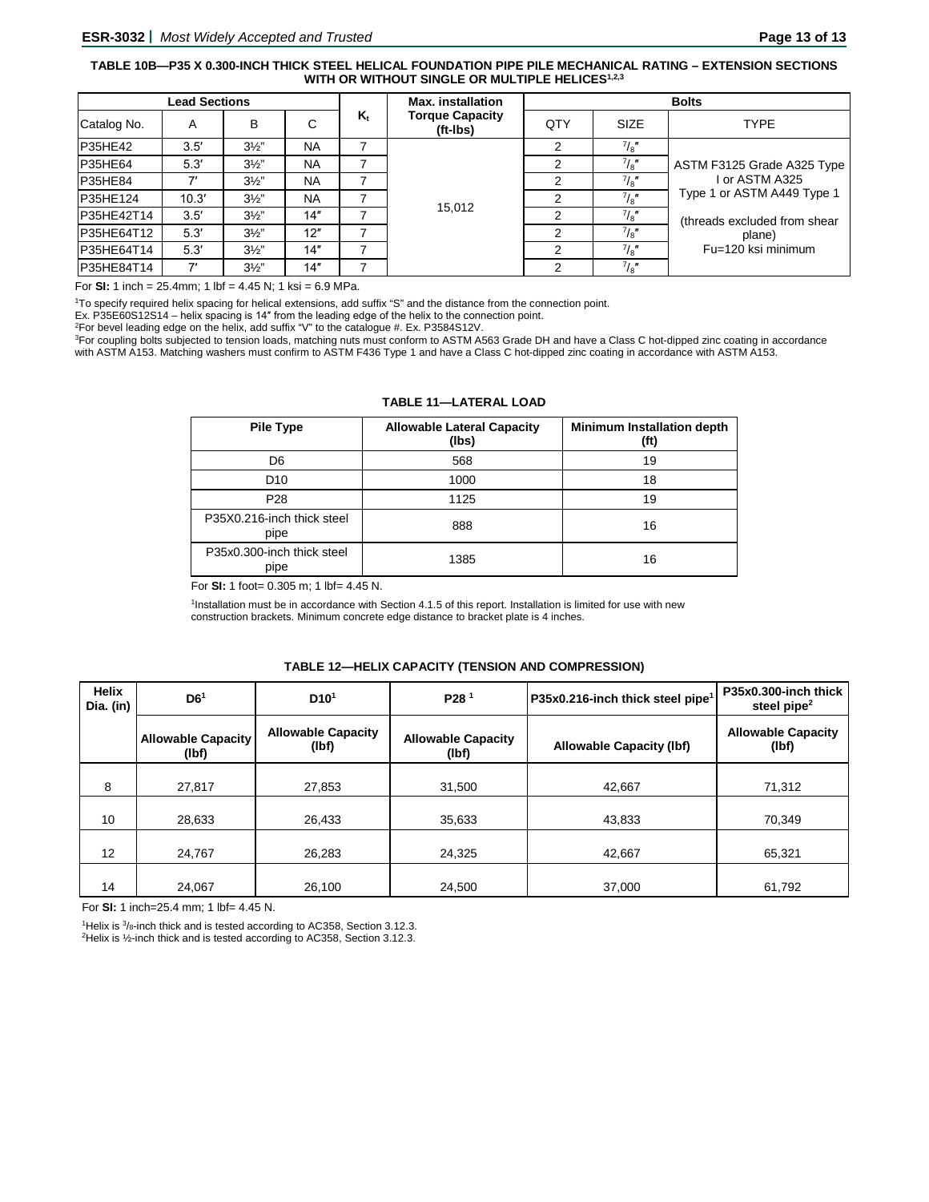**TABLE 10B—P35 X 0.300-INCH THICK STEEL HELICAL FOUNDATION PIPE PILE MECHANICAL RATING – EXTENSION SECTIONS WITH OR WITHOUT SINGLE OR MULTIPLE HELICES[1,2,3]**

| Lead Sections | | | | $K_t$ | Max. installation Torque Capacity (ft-lbs) | Bolts | | |
|---|---|---|---|---|---|---|---|---|
| Catalog No. | A | B | C | | | QTY | SIZE | TYPE |
| P35HE42 | 3.5′ | 3½" | NA | 7 | 15,012 | 2 | 7/8″ | ASTM F3125 Grade A325 Type I or ASTM A325 Type 1 or ASTM A449 Type 1 (threads excluded from shear plane) Fu=120 ksi minimum |
| P35HE64 | 5.3′ | 3½" | NA | 7 | | 2 | 7/8″ | |
| P35HE84 | 7′ | 3½" | NA | 7 | | 2 | 7/8″ | |
| P35HE124 | 10.3′ | 3½" | NA | 7 | | 2 | 7/8″ | |
| P35HE42T14 | 3.5′ | 3½" | 14″ | 7 | | 2 | 7/8″ | |
| P35HE64T12 | 5.3′ | 3½" | 12″ | 7 | | 2 | 7/8″ | |
| P35HE64T14 | 5.3′ | 3½" | 14″ | 7 | | 2 | 7/8″ | |
| P35HE84T14 | 7′ | 3½" | 14″ | 7 | | 2 | 7/8″ | |

For **SI:** 1 inch = 25.4mm; 1 lbf = 4.45 N; 1 ksi = 6.9 MPa.

[1]To specify required helix spacing for helical extensions, add suffix "S" and the distance from the connection point.
Ex. P35E60S12S14 – helix spacing is 14″ from the leading edge of the helix to the connection point.
[2]For bevel leading edge on the helix, add suffix "V" to the catalogue #. Ex. P3584S12V.
[3]For coupling bolts subjected to tension loads, matching nuts must conform to ASTM A563 Grade DH and have a Class C hot-dipped zinc coating in accordance with ASTM A153. Matching washers must confirm to ASTM F436 Type 1 and have a Class C hot-dipped zinc coating in accordance with ASTM A153.

**TABLE 11—LATERAL LOAD**

| Pile Type | Allowable Lateral Capacity (lbs) | Minimum Installation depth (ft) |
|---|---|---|
| D6 | 568 | 19 |
| D10 | 1000 | 18 |
| P28 | 1125 | 19 |
| P35X0.216-inch thick steel pipe | 888 | 16 |
| P35x0.300-inch thick steel pipe | 1385 | 16 |

For **SI:** 1 foot= 0.305 m; 1 lbf= 4.45 N.

[1]Installation must be in accordance with Section 4.1.5 of this report. Installation is limited for use with new construction brackets. Minimum concrete edge distance to bracket plate is 4 inches.

**TABLE 12—HELIX CAPACITY (TENSION AND COMPRESSION)**

| Helix Dia. (in) | D6[1] | D10[1] | P28 [1] | P35x0.216-inch thick steel pipe[1] | P35x0.300-inch thick steel pipe[2] |
|---|---|---|---|---|---|
| | Allowable Capacity (lbf) | Allowable Capacity (lbf) | Allowable Capacity (lbf) | Allowable Capacity (lbf) | Allowable Capacity (lbf) |
| 8 | 27,817 | 27,853 | 31,500 | 42,667 | 71,312 |
| 10 | 28,633 | 26,433 | 35,633 | 43,833 | 70,349 |
| 12 | 24,767 | 26,283 | 24,325 | 42,667 | 65,321 |
| 14 | 24,067 | 26,100 | 24,500 | 37,000 | 61,792 |

For **SI:** 1 inch=25.4 mm; 1 lbf= 4.45 N.

[1]Helix is 3/8-inch thick and is tested according to AC358, Section 3.12.3.
[2]Helix is ½-inch thick and is tested according to AC358, Section 3.12.3.